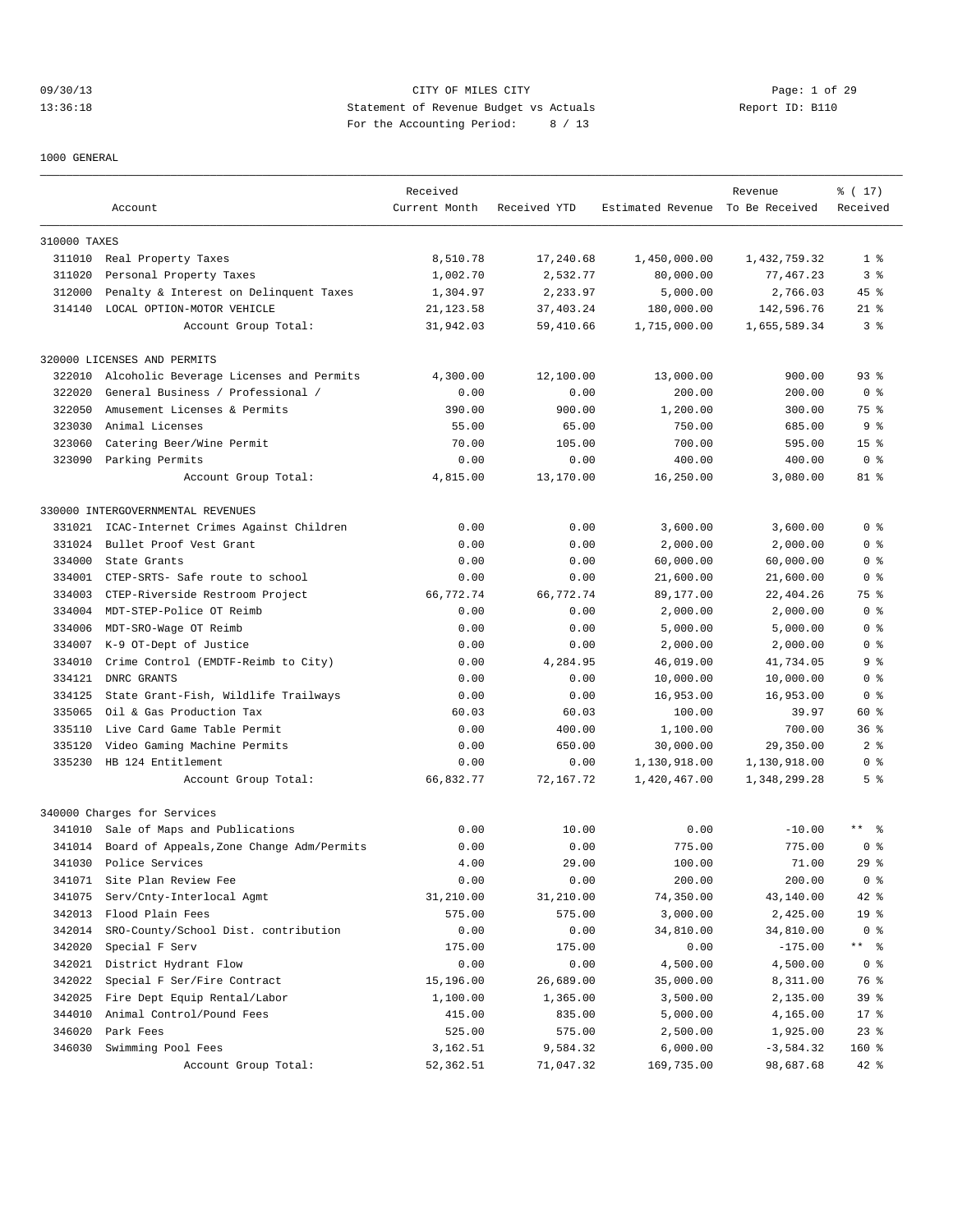CITY OF MILES CITY

Statement of Revenue Budget vs Actuals

For the Accounting Period: 8 / 13

1000 GENERAL

| Account | | Received Current Month | Received YTD | Estimated Revenue | Revenue To Be Received | % ( 17) Received |
|---|---|---|---|---|---|---|
| 310000 TAXES | | | | | | |
| 311010 | Real Property Taxes | 8,510.78 | 17,240.68 | 1,450,000.00 | 1,432,759.32 | 1 % |
| 311020 | Personal Property Taxes | 1,002.70 | 2,532.77 | 80,000.00 | 77,467.23 | 3 % |
| 312000 | Penalty & Interest on Delinquent Taxes | 1,304.97 | 2,233.97 | 5,000.00 | 2,766.03 | 45 % |
| 314140 | LOCAL OPTION-MOTOR VEHICLE | 21,123.58 | 37,403.24 | 180,000.00 | 142,596.76 | 21 % |
| | Account Group Total: | 31,942.03 | 59,410.66 | 1,715,000.00 | 1,655,589.34 | 3 % |
| 320000 LICENSES AND PERMITS | | | | | | |
| 322010 | Alcoholic Beverage Licenses and Permits | 4,300.00 | 12,100.00 | 13,000.00 | 900.00 | 93 % |
| 322020 | General Business / Professional / | 0.00 | 0.00 | 200.00 | 200.00 | 0 % |
| 322050 | Amusement Licenses & Permits | 390.00 | 900.00 | 1,200.00 | 300.00 | 75 % |
| 323030 | Animal Licenses | 55.00 | 65.00 | 750.00 | 685.00 | 9 % |
| 323060 | Catering Beer/Wine Permit | 70.00 | 105.00 | 700.00 | 595.00 | 15 % |
| 323090 | Parking Permits | 0.00 | 0.00 | 400.00 | 400.00 | 0 % |
| | Account Group Total: | 4,815.00 | 13,170.00 | 16,250.00 | 3,080.00 | 81 % |
| 330000 INTERGOVERNMENTAL REVENUES | | | | | | |
| 331021 | ICAC-Internet Crimes Against Children | 0.00 | 0.00 | 3,600.00 | 3,600.00 | 0 % |
| 331024 | Bullet Proof Vest Grant | 0.00 | 0.00 | 2,000.00 | 2,000.00 | 0 % |
| 334000 | State Grants | 0.00 | 0.00 | 60,000.00 | 60,000.00 | 0 % |
| 334001 | CTEP-SRTS- Safe route to school | 0.00 | 0.00 | 21,600.00 | 21,600.00 | 0 % |
| 334003 | CTEP-Riverside Restroom Project | 66,772.74 | 66,772.74 | 89,177.00 | 22,404.26 | 75 % |
| 334004 | MDT-STEP-Police OT Reimb | 0.00 | 0.00 | 2,000.00 | 2,000.00 | 0 % |
| 334006 | MDT-SRO-Wage OT Reimb | 0.00 | 0.00 | 5,000.00 | 5,000.00 | 0 % |
| 334007 | K-9 OT-Dept of Justice | 0.00 | 0.00 | 2,000.00 | 2,000.00 | 0 % |
| 334010 | Crime Control (EMDTF-Reimb to City) | 0.00 | 4,284.95 | 46,019.00 | 41,734.05 | 9 % |
| 334121 | DNRC GRANTS | 0.00 | 0.00 | 10,000.00 | 10,000.00 | 0 % |
| 334125 | State Grant-Fish, Wildlife Trailways | 0.00 | 0.00 | 16,953.00 | 16,953.00 | 0 % |
| 335065 | Oil & Gas Production Tax | 60.03 | 60.03 | 100.00 | 39.97 | 60 % |
| 335110 | Live Card Game Table Permit | 0.00 | 400.00 | 1,100.00 | 700.00 | 36 % |
| 335120 | Video Gaming Machine Permits | 0.00 | 650.00 | 30,000.00 | 29,350.00 | 2 % |
| 335230 | HB 124 Entitlement | 0.00 | 0.00 | 1,130,918.00 | 1,130,918.00 | 0 % |
| | Account Group Total: | 66,832.77 | 72,167.72 | 1,420,467.00 | 1,348,299.28 | 5 % |
| 340000 Charges for Services | | | | | | |
| 341010 | Sale of Maps and Publications | 0.00 | 10.00 | 0.00 | -10.00 | ** % |
| 341014 | Board of Appeals,Zone Change Adm/Permits | 0.00 | 0.00 | 775.00 | 775.00 | 0 % |
| 341030 | Police Services | 4.00 | 29.00 | 100.00 | 71.00 | 29 % |
| 341071 | Site Plan Review Fee | 0.00 | 0.00 | 200.00 | 200.00 | 0 % |
| 341075 | Serv/Cnty-Interlocal Agmt | 31,210.00 | 31,210.00 | 74,350.00 | 43,140.00 | 42 % |
| 342013 | Flood Plain Fees | 575.00 | 575.00 | 3,000.00 | 2,425.00 | 19 % |
| 342014 | SRO-County/School Dist. contribution | 0.00 | 0.00 | 34,810.00 | 34,810.00 | 0 % |
| 342020 | Special F Serv | 175.00 | 175.00 | 0.00 | -175.00 | ** % |
| 342021 | District Hydrant Flow | 0.00 | 0.00 | 4,500.00 | 4,500.00 | 0 % |
| 342022 | Special F Ser/Fire Contract | 15,196.00 | 26,689.00 | 35,000.00 | 8,311.00 | 76 % |
| 342025 | Fire Dept Equip Rental/Labor | 1,100.00 | 1,365.00 | 3,500.00 | 2,135.00 | 39 % |
| 344010 | Animal Control/Pound Fees | 415.00 | 835.00 | 5,000.00 | 4,165.00 | 17 % |
| 346020 | Park Fees | 525.00 | 575.00 | 2,500.00 | 1,925.00 | 23 % |
| 346030 | Swimming Pool Fees | 3,162.51 | 9,584.32 | 6,000.00 | -3,584.32 | 160 % |
| | Account Group Total: | 52,362.51 | 71,047.32 | 169,735.00 | 98,687.68 | 42 % |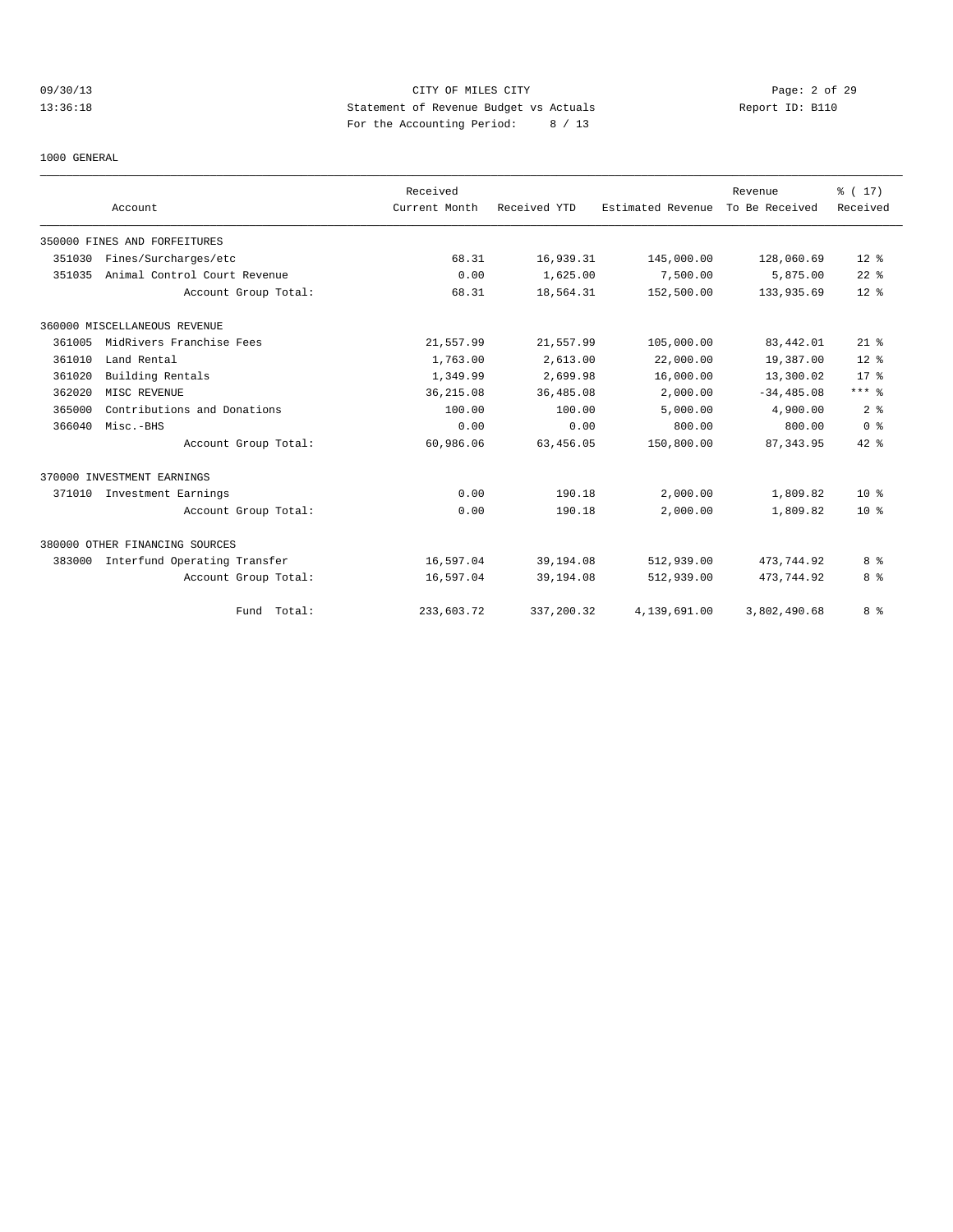CITY OF MILES CITY
Statement of Revenue Budget vs Actuals
For the Accounting Period: 8 / 13

1000 GENERAL

| Account | | Received Current Month | Received YTD | Estimated Revenue | Revenue To Be Received | % ( 17) Received |
|---|---|---|---|---|---|---|
| 350000 FINES AND FORFEITURES | | | | | | |
| 351030 | Fines/Surcharges/etc | 68.31 | 16,939.31 | 145,000.00 | 128,060.69 | 12 % |
| 351035 | Animal Control Court Revenue | 0.00 | 1,625.00 | 7,500.00 | 5,875.00 | 22 % |
| | Account Group Total: | 68.31 | 18,564.31 | 152,500.00 | 133,935.69 | 12 % |
| 360000 MISCELLANEOUS REVENUE | | | | | | |
| 361005 | MidRivers Franchise Fees | 21,557.99 | 21,557.99 | 105,000.00 | 83,442.01 | 21 % |
| 361010 | Land Rental | 1,763.00 | 2,613.00 | 22,000.00 | 19,387.00 | 12 % |
| 361020 | Building Rentals | 1,349.99 | 2,699.98 | 16,000.00 | 13,300.02 | 17 % |
| 362020 | MISC REVENUE | 36,215.08 | 36,485.08 | 2,000.00 | -34,485.08 | *** % |
| 365000 | Contributions and Donations | 100.00 | 100.00 | 5,000.00 | 4,900.00 | 2 % |
| 366040 | Misc.-BHS | 0.00 | 0.00 | 800.00 | 800.00 | 0 % |
| | Account Group Total: | 60,986.06 | 63,456.05 | 150,800.00 | 87,343.95 | 42 % |
| 370000 INVESTMENT EARNINGS | | | | | | |
| 371010 | Investment Earnings | 0.00 | 190.18 | 2,000.00 | 1,809.82 | 10 % |
| | Account Group Total: | 0.00 | 190.18 | 2,000.00 | 1,809.82 | 10 % |
| 380000 OTHER FINANCING SOURCES | | | | | | |
| 383000 | Interfund Operating Transfer | 16,597.04 | 39,194.08 | 512,939.00 | 473,744.92 | 8 % |
| | Account Group Total: | 16,597.04 | 39,194.08 | 512,939.00 | 473,744.92 | 8 % |
| | Fund Total: | 233,603.72 | 337,200.32 | 4,139,691.00 | 3,802,490.68 | 8 % |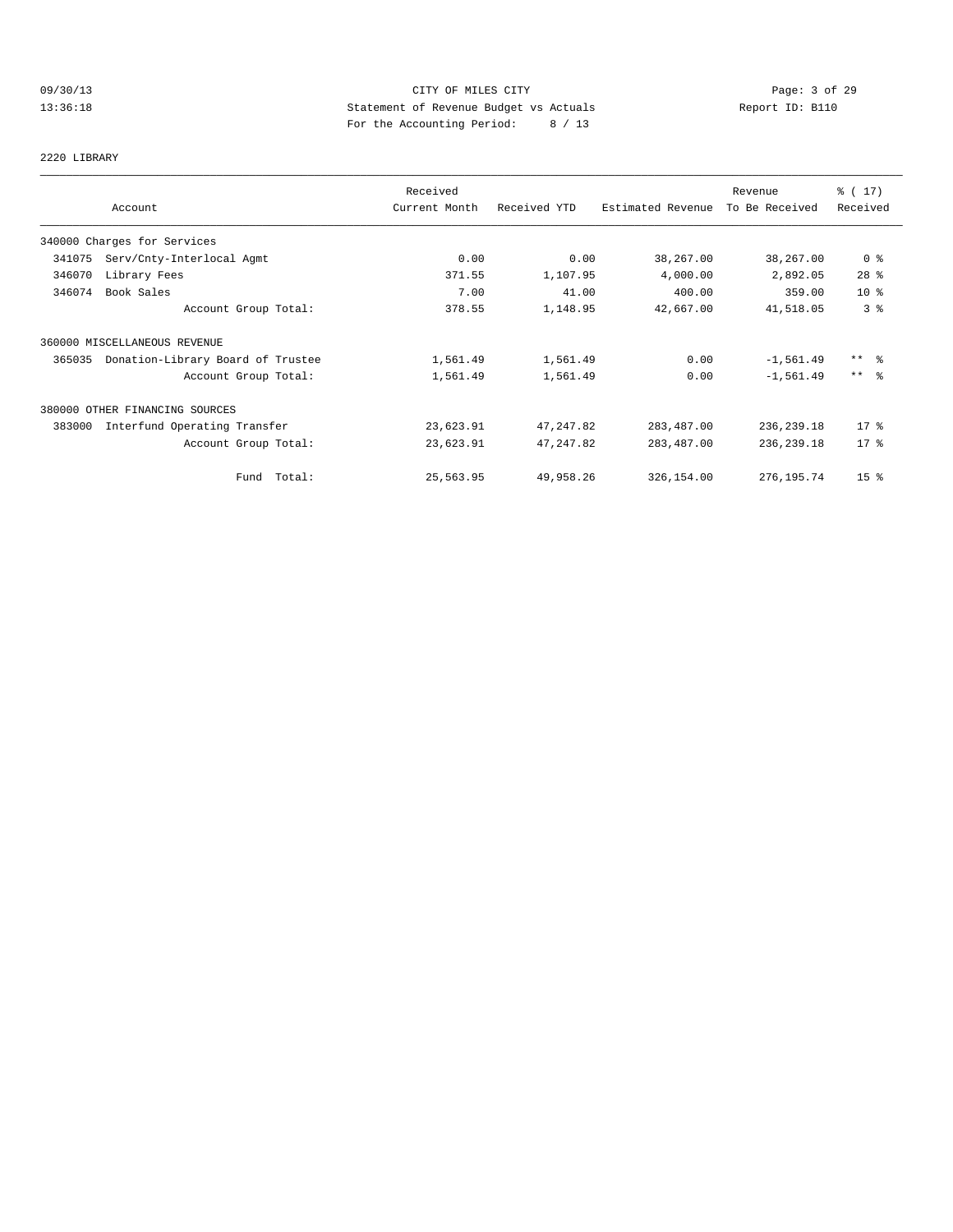09/30/13 CITY OF MILES CITY
13:36:18 Statement of Revenue Budget vs Actuals Report ID: B110
For the Accounting Period: 8 / 13

2220 LIBRARY

| Account | Received Current Month | Received YTD | Estimated Revenue | Revenue To Be Received | % ( 17) Received |
|---|---|---|---|---|---|
| 340000 Charges for Services | | | | | |
| 341075 Serv/Cnty-Interlocal Agmt | 0.00 | 0.00 | 38,267.00 | 38,267.00 | 0 % |
| 346070 Library Fees | 371.55 | 1,107.95 | 4,000.00 | 2,892.05 | 28 % |
| 346074 Book Sales | 7.00 | 41.00 | 400.00 | 359.00 | 10 % |
| Account Group Total: | 378.55 | 1,148.95 | 42,667.00 | 41,518.05 | 3 % |
| 360000 MISCELLANEOUS REVENUE | | | | | |
| 365035 Donation-Library Board of Trustee | 1,561.49 | 1,561.49 | 0.00 | -1,561.49 | ** % |
| Account Group Total: | 1,561.49 | 1,561.49 | 0.00 | -1,561.49 | ** % |
| 380000 OTHER FINANCING SOURCES | | | | | |
| 383000 Interfund Operating Transfer | 23,623.91 | 47,247.82 | 283,487.00 | 236,239.18 | 17 % |
| Account Group Total: | 23,623.91 | 47,247.82 | 283,487.00 | 236,239.18 | 17 % |
| Fund Total: | 25,563.95 | 49,958.26 | 326,154.00 | 276,195.74 | 15 % |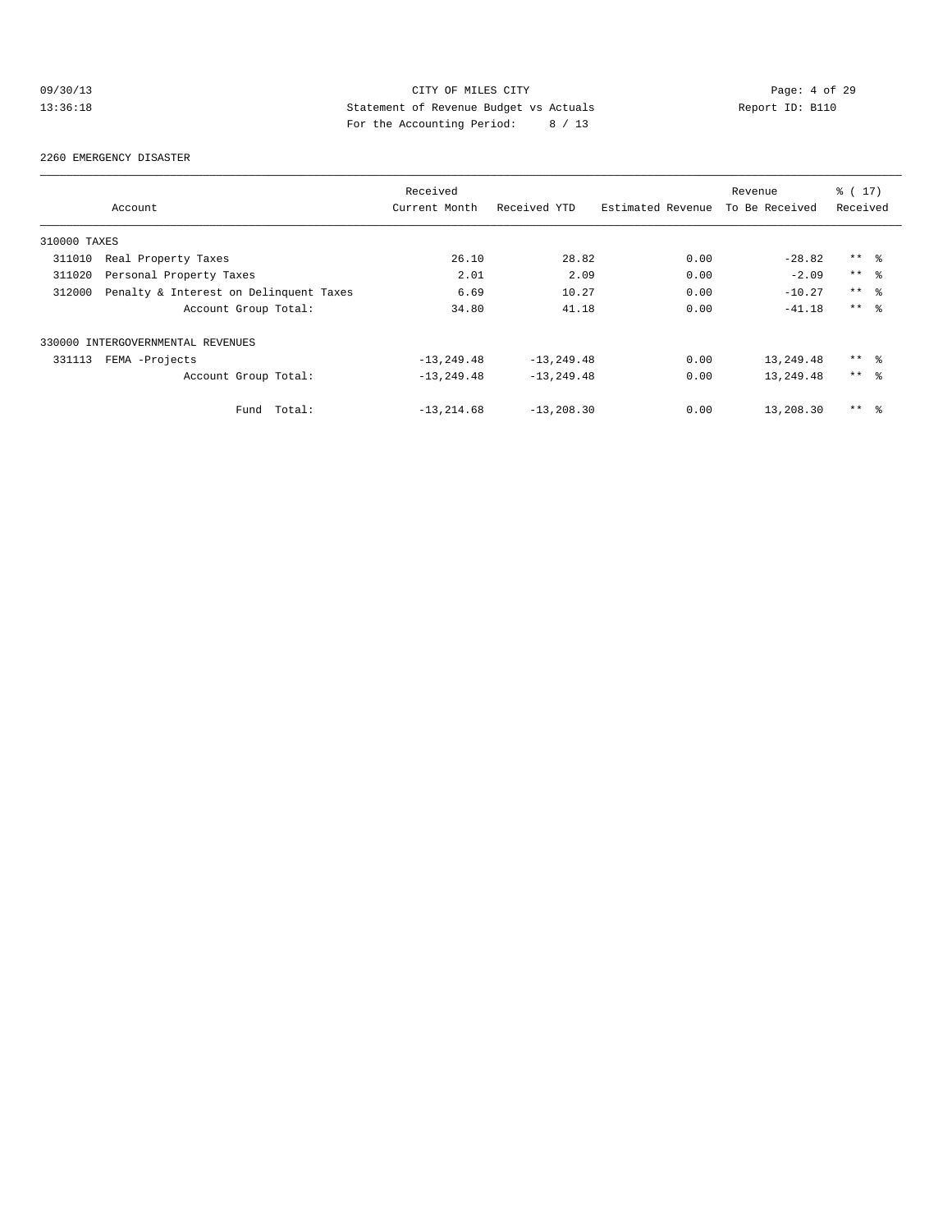CITY OF MILES CITY
Statement of Revenue Budget vs Actuals
For the Accounting Period: 8 / 13

09/30/13
13:36:18

Report ID: B110

2260 EMERGENCY DISASTER

| Account | Received Current Month | Received YTD | Estimated Revenue | Revenue To Be Received | % ( 17) Received |
|---|---|---|---|---|---|
| 310000 TAXES | | | | | |
| 311010 Real Property Taxes | 26.10 | 28.82 | 0.00 | -28.82 | ** % |
| 311020 Personal Property Taxes | 2.01 | 2.09 | 0.00 | -2.09 | ** % |
| 312000 Penalty & Interest on Delinquent Taxes | 6.69 | 10.27 | 0.00 | -10.27 | ** % |
| Account Group Total: | 34.80 | 41.18 | 0.00 | -41.18 | ** % |
| 330000 INTERGOVERNMENTAL REVENUES | | | | | |
| 331113 FEMA -Projects | -13,249.48 | -13,249.48 | 0.00 | 13,249.48 | ** % |
| Account Group Total: | -13,249.48 | -13,249.48 | 0.00 | 13,249.48 | ** % |
| Fund Total: | -13,214.68 | -13,208.30 | 0.00 | 13,208.30 | ** % |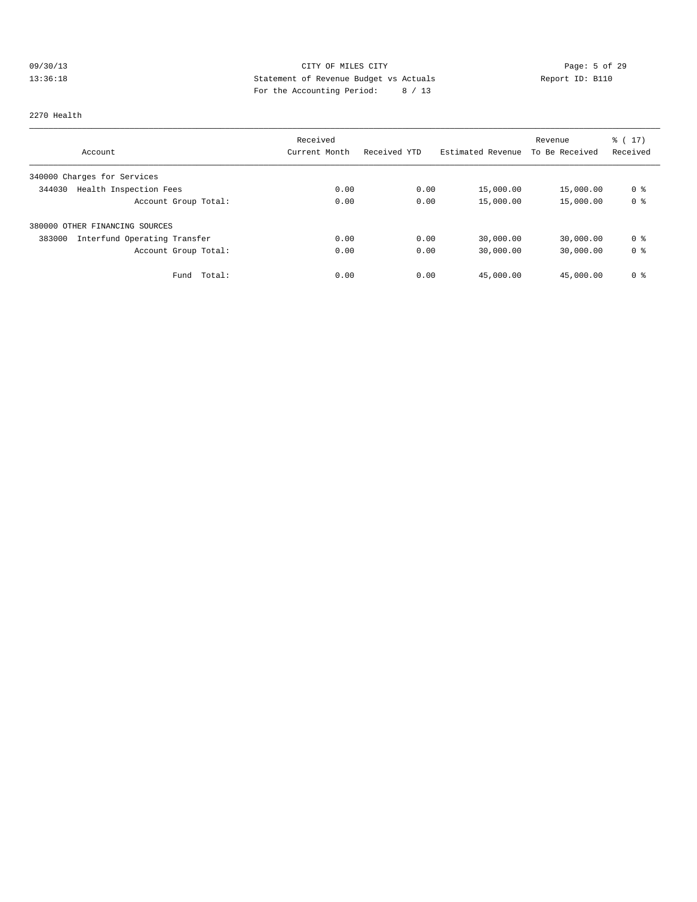CITY OF MILES CITY
Statement of Revenue Budget vs Actuals
For the Accounting Period: 8 / 13

09/30/13
13:36:18

Report ID: B110

2270 Health

| Account | Received Current Month | Received YTD | Estimated Revenue | Revenue To Be Received | % ( 17) Received |
|---|---|---|---|---|---|
| 340000 Charges for Services | | | | | |
| 344030 Health Inspection Fees | 0.00 | 0.00 | 15,000.00 | 15,000.00 | 0 % |
| Account Group Total: | 0.00 | 0.00 | 15,000.00 | 15,000.00 | 0 % |
| 380000 OTHER FINANCING SOURCES | | | | | |
| 383000 Interfund Operating Transfer | 0.00 | 0.00 | 30,000.00 | 30,000.00 | 0 % |
| Account Group Total: | 0.00 | 0.00 | 30,000.00 | 30,000.00 | 0 % |
| Fund Total: | 0.00 | 0.00 | 45,000.00 | 45,000.00 | 0 % |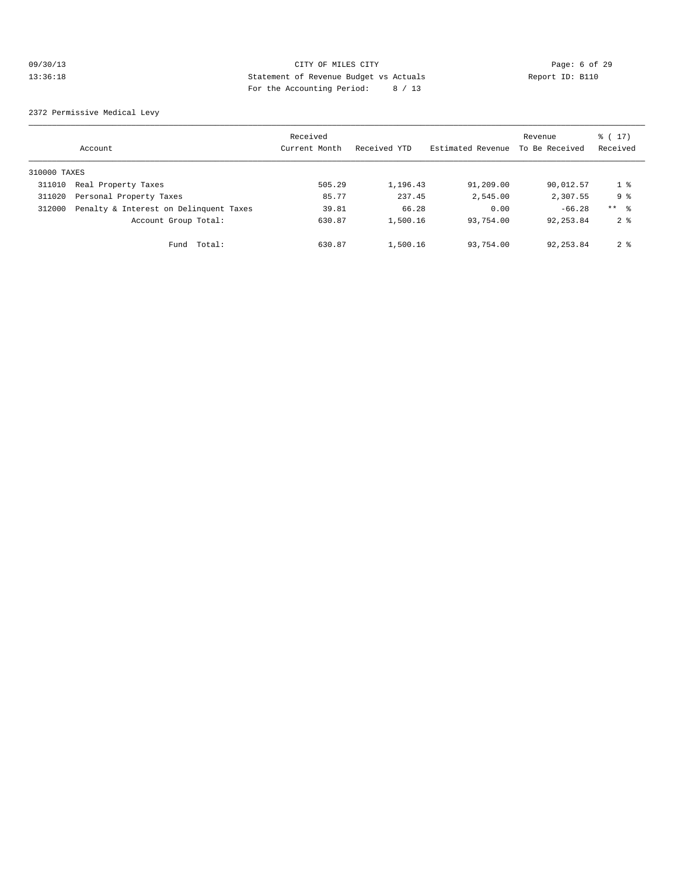CITY OF MILES CITY
Statement of Revenue Budget vs Actuals
For the Accounting Period: 8 / 13

09/30/13
13:36:18

Report ID: B110

2372 Permissive Medical Levy

| Account | | Received Current Month | Received YTD | Estimated Revenue | Revenue To Be Received | % ( 17) Received |
|---|---|---|---|---|---|---|
| 310000 TAXES | | | | | | |
| 311010 | Real Property Taxes | 505.29 | 1,196.43 | 91,209.00 | 90,012.57 | 1 % |
| 311020 | Personal Property Taxes | 85.77 | 237.45 | 2,545.00 | 2,307.55 | 9 % |
| 312000 | Penalty & Interest on Delinquent Taxes | 39.81 | 66.28 | 0.00 | -66.28 | ** % |
| | Account Group Total: | 630.87 | 1,500.16 | 93,754.00 | 92,253.84 | 2 % |
| | Fund Total: | 630.87 | 1,500.16 | 93,754.00 | 92,253.84 | 2 % |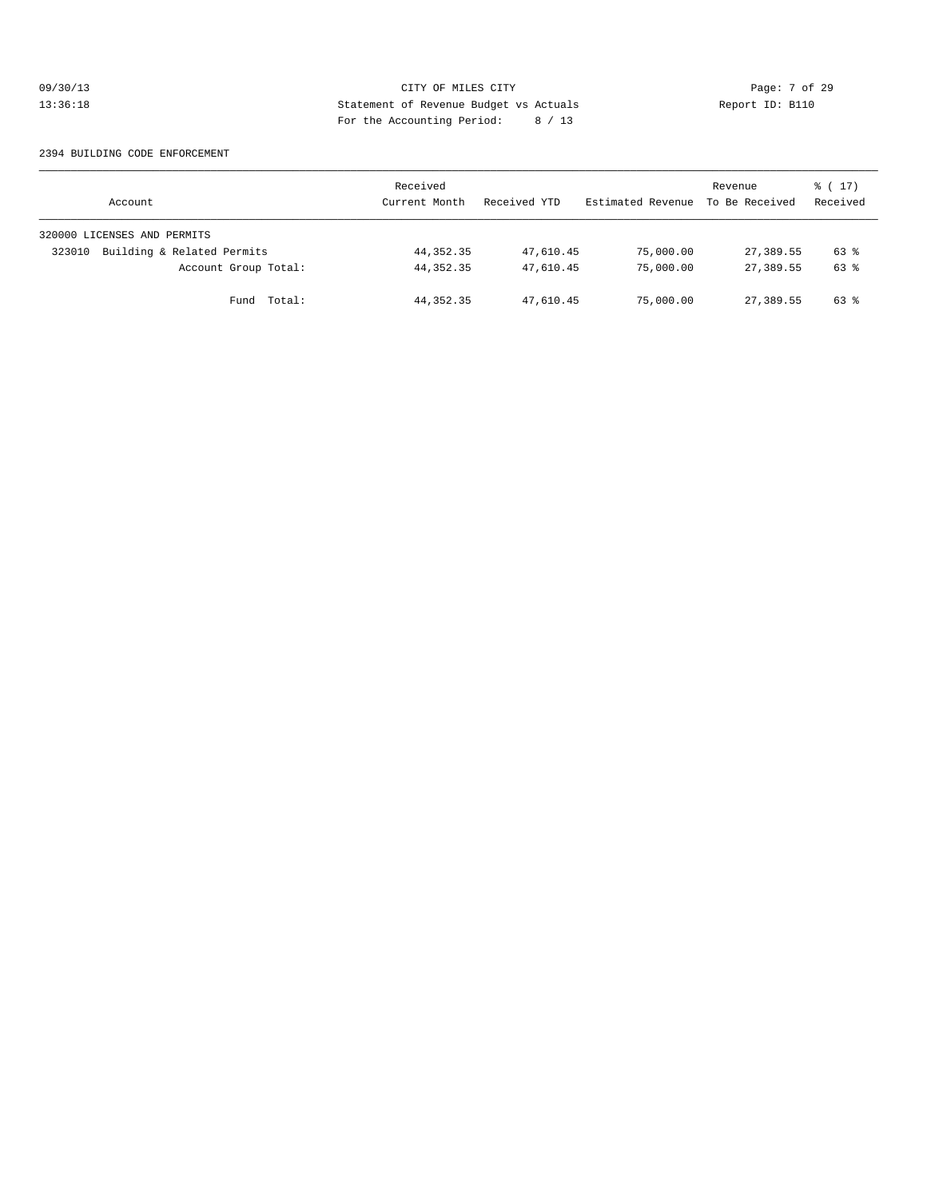CITY OF MILES CITY
Statement of Revenue Budget vs Actuals
For the Accounting Period: 8 / 13

09/30/13
13:36:18

Report ID: B110

2394 BUILDING CODE ENFORCEMENT

| Account | Received Current Month | Received YTD | Estimated Revenue | Revenue To Be Received | % ( 17) Received |
|---|---|---|---|---|---|
| 320000 LICENSES AND PERMITS | | | | | |
| 323010 Building & Related Permits | 44,352.35 | 47,610.45 | 75,000.00 | 27,389.55 | 63 % |
| Account Group Total: | 44,352.35 | 47,610.45 | 75,000.00 | 27,389.55 | 63 % |
| Fund Total: | 44,352.35 | 47,610.45 | 75,000.00 | 27,389.55 | 63 % |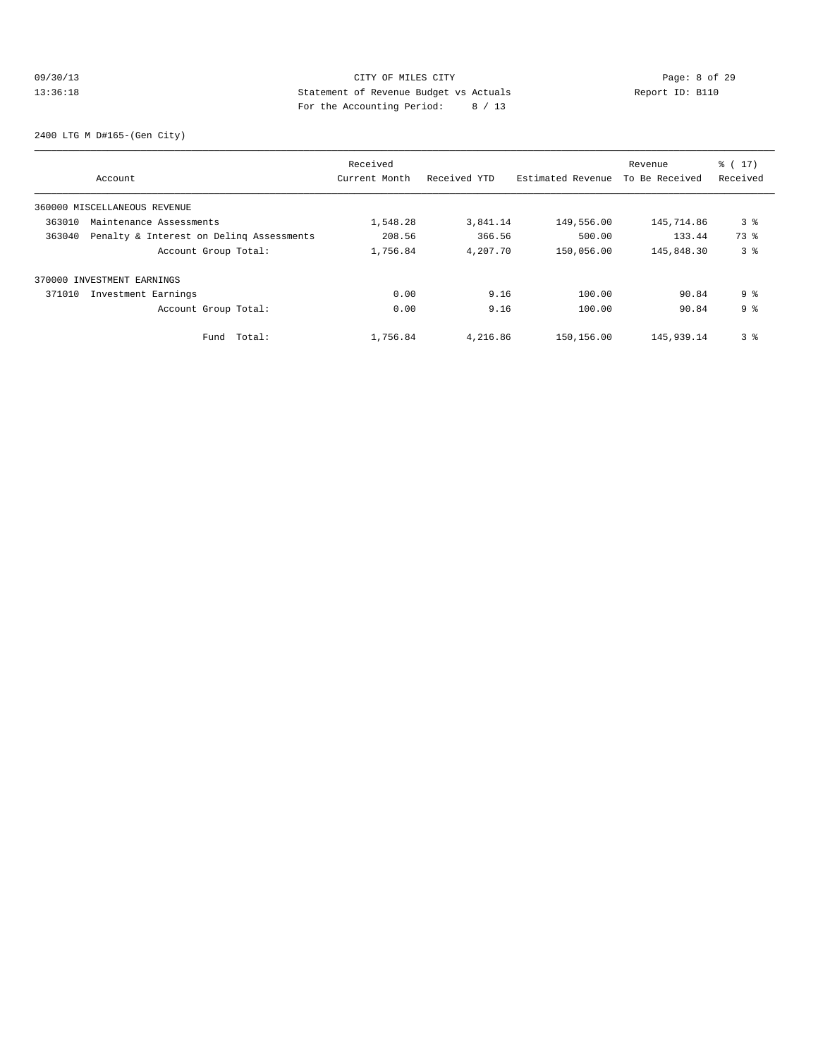09/30/13 CITY OF MILES CITY
13:36:18 Statement of Revenue Budget vs Actuals Report ID: B110
For the Accounting Period: 8 / 13

2400 LTG M D#165-(Gen City)

| Account | Received Current Month | Received YTD | Estimated Revenue | Revenue To Be Received | % ( 17) Received |
|---|---|---|---|---|---|
| 360000 MISCELLANEOUS REVENUE | | | | | |
| 363010 Maintenance Assessments | 1,548.28 | 3,841.14 | 149,556.00 | 145,714.86 | 3 % |
| 363040 Penalty & Interest on Delinq Assessments | 208.56 | 366.56 | 500.00 | 133.44 | 73 % |
| Account Group Total: | 1,756.84 | 4,207.70 | 150,056.00 | 145,848.30 | 3 % |
| 370000 INVESTMENT EARNINGS | | | | | |
| 371010 Investment Earnings | 0.00 | 9.16 | 100.00 | 90.84 | 9 % |
| Account Group Total: | 0.00 | 9.16 | 100.00 | 90.84 | 9 % |
| Fund Total: | 1,756.84 | 4,216.86 | 150,156.00 | 145,939.14 | 3 % |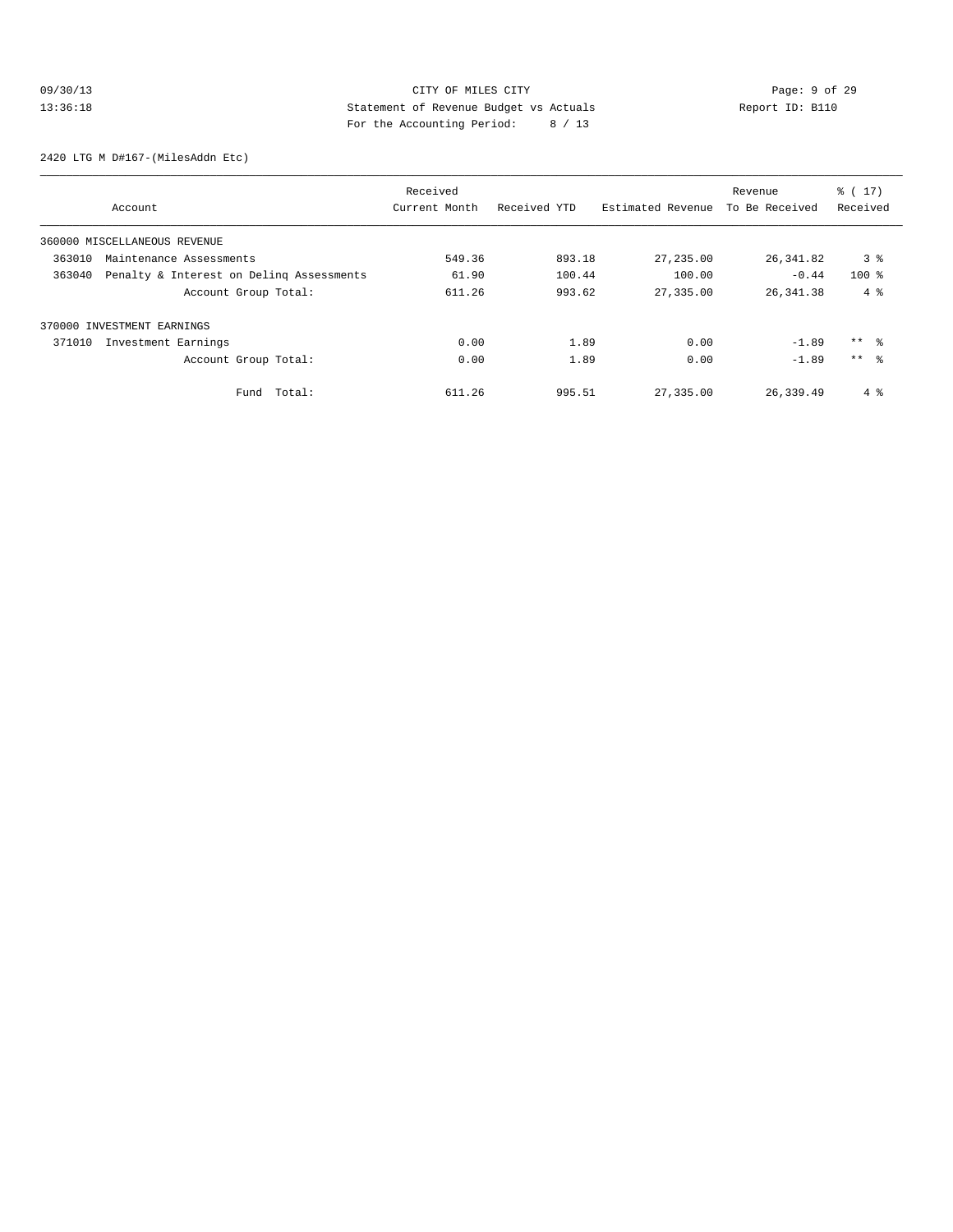CITY OF MILES CITY
Statement of Revenue Budget vs Actuals
For the Accounting Period: 8 / 13

09/30/13
13:36:18

Report ID: B110

2420 LTG M D#167-(MilesAddn Etc)

| Account | Received Current Month | Received YTD | Estimated Revenue | Revenue To Be Received | % ( 17) Received |
|---|---|---|---|---|---|
| 360000 MISCELLANEOUS REVENUE | | | | | |
| 363010 Maintenance Assessments | 549.36 | 893.18 | 27,235.00 | 26,341.82 | 3 % |
| 363040 Penalty & Interest on Delinq Assessments | 61.90 | 100.44 | 100.00 | -0.44 | 100 % |
| Account Group Total: | 611.26 | 993.62 | 27,335.00 | 26,341.38 | 4 % |
| 370000 INVESTMENT EARNINGS | | | | | |
| 371010 Investment Earnings | 0.00 | 1.89 | 0.00 | -1.89 | ** % |
| Account Group Total: | 0.00 | 1.89 | 0.00 | -1.89 | ** % |
| Fund Total: | 611.26 | 995.51 | 27,335.00 | 26,339.49 | 4 % |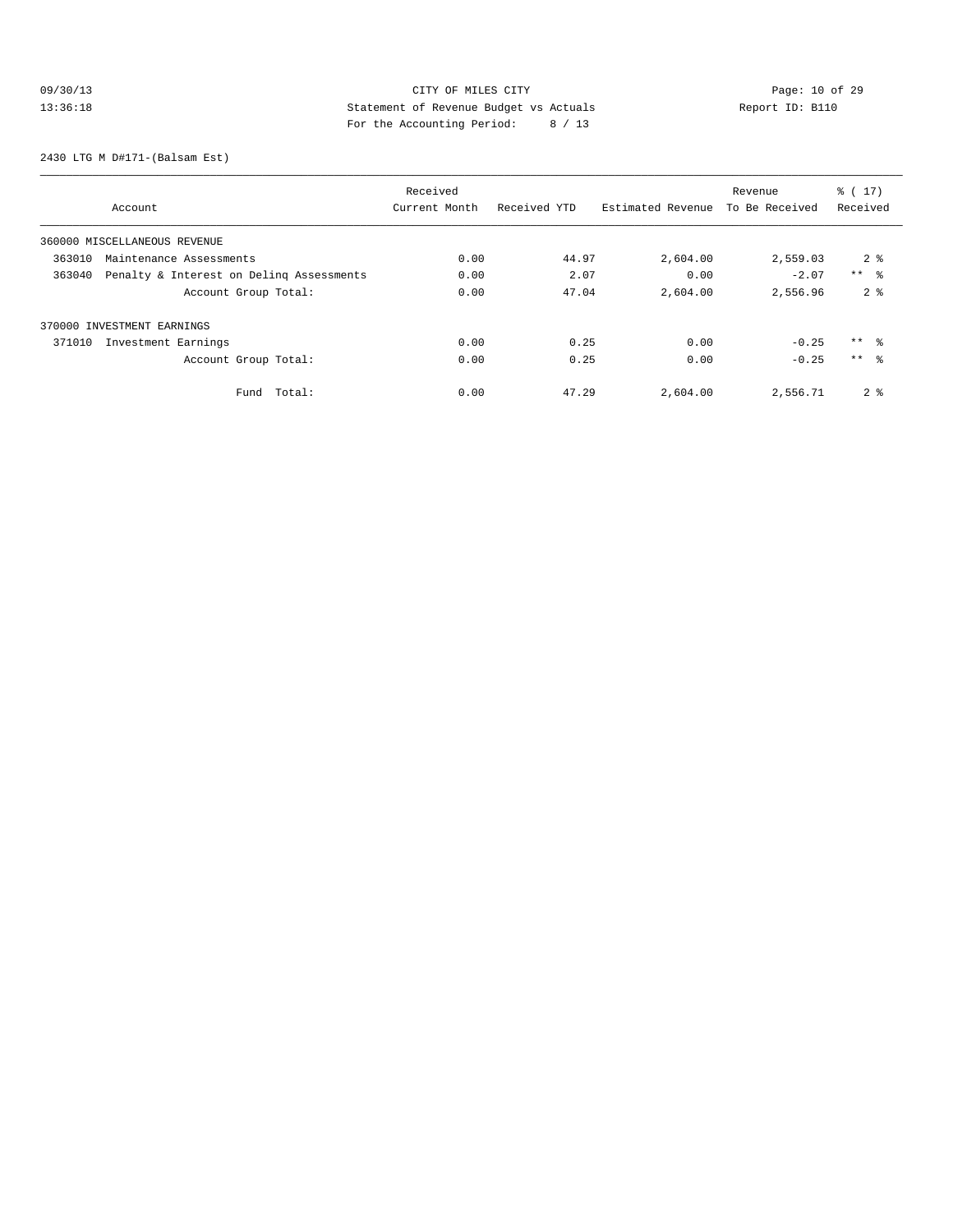CITY OF MILES CITY
Statement of Revenue Budget vs Actuals
For the Accounting Period: 8 / 13

09/30/13
13:36:18

Report ID: B110

2430 LTG M D#171-(Balsam Est)

| Account | Received Current Month | Received YTD | Estimated Revenue | Revenue To Be Received | % ( 17) Received |
|---|---|---|---|---|---|
| 360000 MISCELLANEOUS REVENUE | | | | | |
| 363010 Maintenance Assessments | 0.00 | 44.97 | 2,604.00 | 2,559.03 | 2 % |
| 363040 Penalty & Interest on Delinq Assessments | 0.00 | 2.07 | 0.00 | -2.07 | ** % |
| Account Group Total: | 0.00 | 47.04 | 2,604.00 | 2,556.96 | 2 % |
| 370000 INVESTMENT EARNINGS | | | | | |
| 371010 Investment Earnings | 0.00 | 0.25 | 0.00 | -0.25 | ** % |
| Account Group Total: | 0.00 | 0.25 | 0.00 | -0.25 | ** % |
| Fund Total: | 0.00 | 47.29 | 2,604.00 | 2,556.71 | 2 % |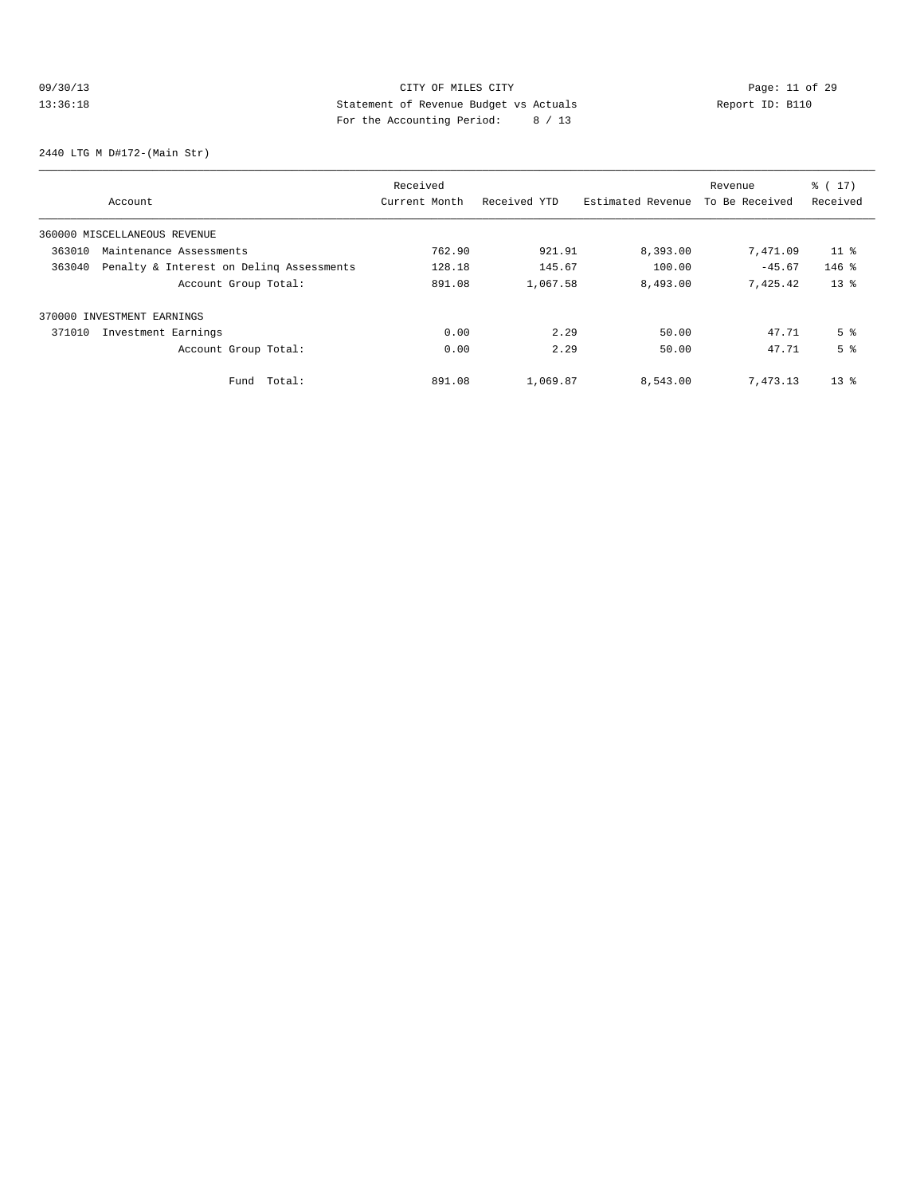CITY OF MILES CITY
Statement of Revenue Budget vs Actuals
For the Accounting Period: 8 / 13

09/30/13
13:36:18

Report ID: B110

2440 LTG M D#172-(Main Str)

| Account | Received Current Month | Received YTD | Estimated Revenue | Revenue To Be Received | % ( 17) Received |
|---|---|---|---|---|---|
| 360000 MISCELLANEOUS REVENUE | | | | | |
| 363010 Maintenance Assessments | 762.90 | 921.91 | 8,393.00 | 7,471.09 | 11 % |
| 363040 Penalty & Interest on Delinq Assessments | 128.18 | 145.67 | 100.00 | -45.67 | 146 % |
| Account Group Total: | 891.08 | 1,067.58 | 8,493.00 | 7,425.42 | 13 % |
| 370000 INVESTMENT EARNINGS | | | | | |
| 371010 Investment Earnings | 0.00 | 2.29 | 50.00 | 47.71 | 5 % |
| Account Group Total: | 0.00 | 2.29 | 50.00 | 47.71 | 5 % |
| Fund Total: | 891.08 | 1,069.87 | 8,543.00 | 7,473.13 | 13 % |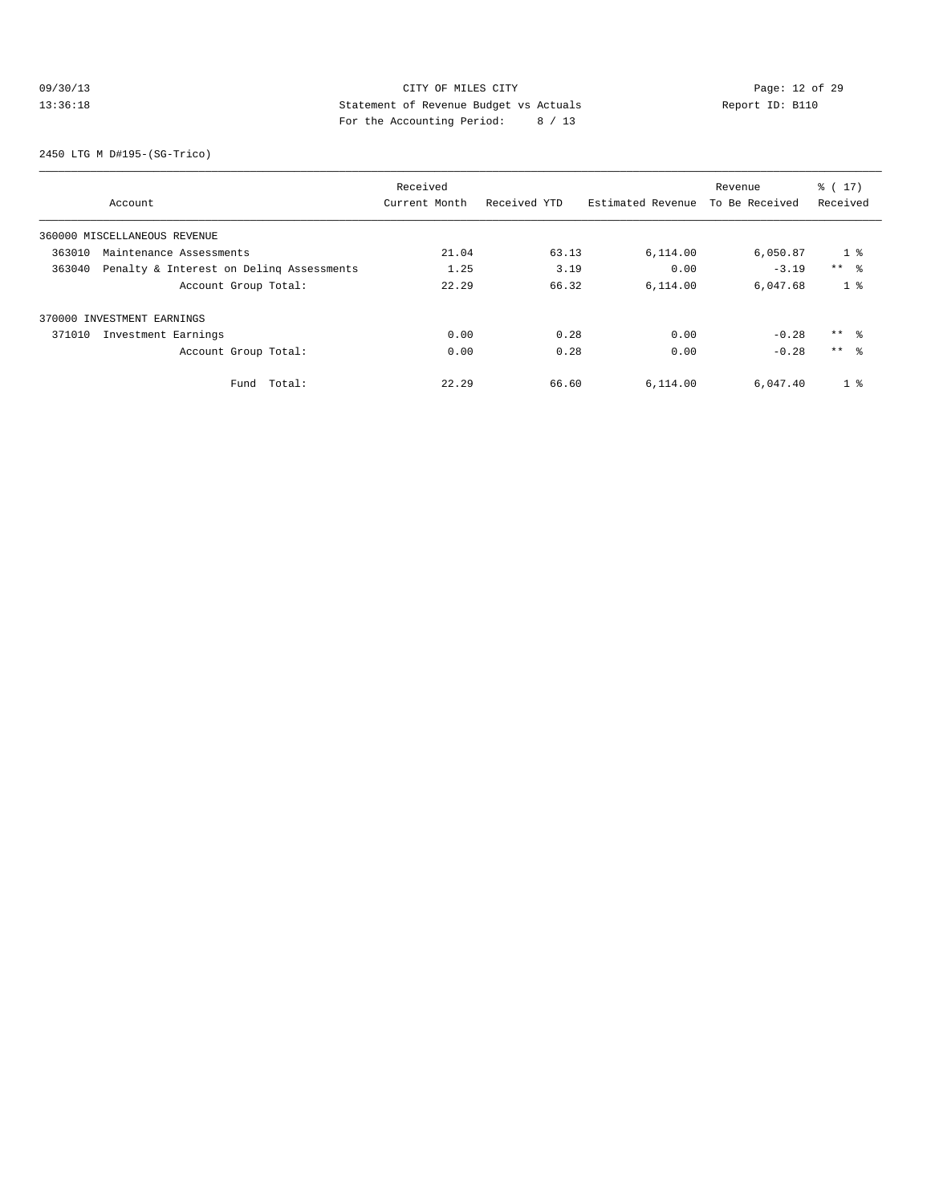CITY OF MILES CITY
Statement of Revenue Budget vs Actuals
For the Accounting Period: 8 / 13

09/30/13
13:36:18

Report ID: B110

2450 LTG M D#195-(SG-Trico)

| Account | Received Current Month | Received YTD | Estimated Revenue | Revenue To Be Received | % ( 17) Received |
|---|---|---|---|---|---|
| 360000 MISCELLANEOUS REVENUE | | | | | |
| 363010 Maintenance Assessments | 21.04 | 63.13 | 6,114.00 | 6,050.87 | 1 % |
| 363040 Penalty & Interest on Delinq Assessments | 1.25 | 3.19 | 0.00 | -3.19 | ** % |
| Account Group Total: | 22.29 | 66.32 | 6,114.00 | 6,047.68 | 1 % |
| 370000 INVESTMENT EARNINGS | | | | | |
| 371010 Investment Earnings | 0.00 | 0.28 | 0.00 | -0.28 | ** % |
| Account Group Total: | 0.00 | 0.28 | 0.00 | -0.28 | ** % |
| Fund Total: | 22.29 | 66.60 | 6,114.00 | 6,047.40 | 1 % |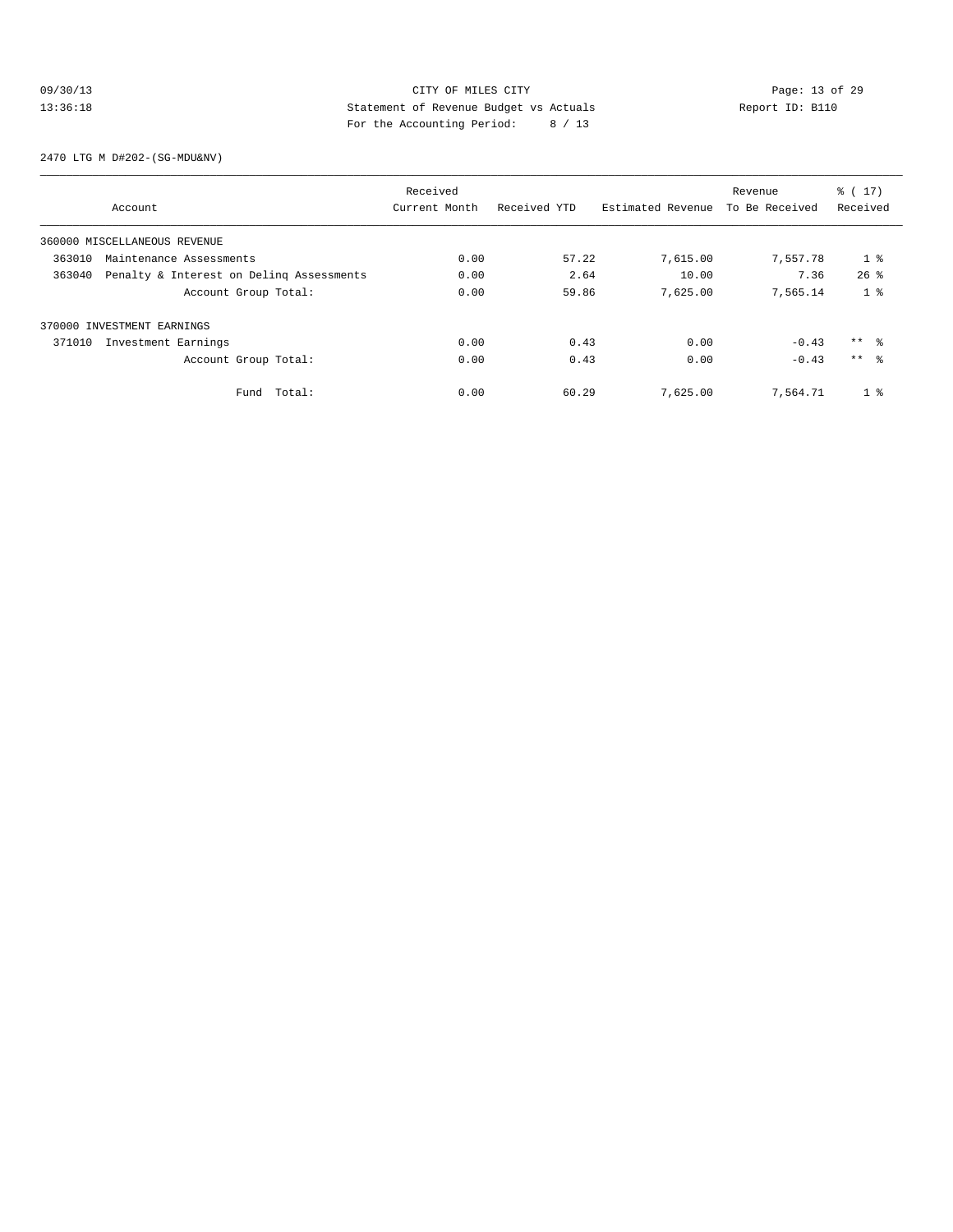CITY OF MILES CITY
Statement of Revenue Budget vs Actuals
For the Accounting Period: 8 / 13

09/30/13
13:36:18

Report ID: B110

2470 LTG M D#202-(SG-MDU&NV)

| Account | Received Current Month | Received YTD | Estimated Revenue | Revenue To Be Received | % ( 17) Received |
|---|---|---|---|---|---|
| 360000 MISCELLANEOUS REVENUE | | | | | |
| 363010 Maintenance Assessments | 0.00 | 57.22 | 7,615.00 | 7,557.78 | 1 % |
| 363040 Penalty & Interest on Delinq Assessments | 0.00 | 2.64 | 10.00 | 7.36 | 26 % |
| Account Group Total: | 0.00 | 59.86 | 7,625.00 | 7,565.14 | 1 % |
| 370000 INVESTMENT EARNINGS | | | | | |
| 371010 Investment Earnings | 0.00 | 0.43 | 0.00 | -0.43 | ** % |
| Account Group Total: | 0.00 | 0.43 | 0.00 | -0.43 | ** % |
| Fund Total: | 0.00 | 60.29 | 7,625.00 | 7,564.71 | 1 % |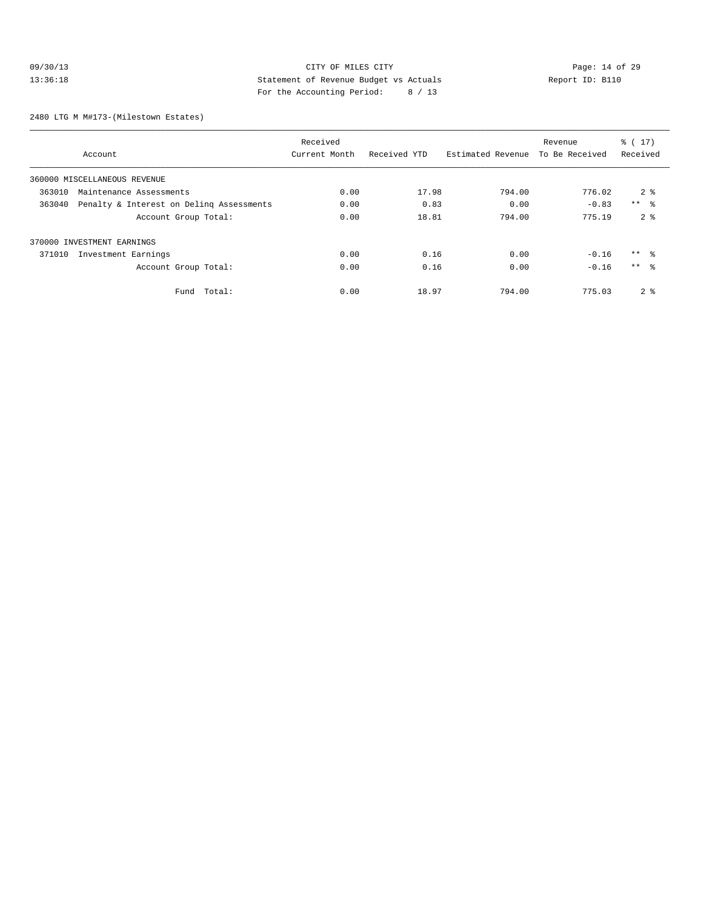09/30/13 CITY OF MILES CITY
13:36:18 Statement of Revenue Budget vs Actuals Report ID: B110
For the Accounting Period: 8 / 13

2480 LTG M M#173-(Milestown Estates)

| Account | Received Current Month | Received YTD | Estimated Revenue | Revenue To Be Received | % ( 17) Received |
|---|---|---|---|---|---|
| 360000 MISCELLANEOUS REVENUE | | | | | |
| 363010 Maintenance Assessments | 0.00 | 17.98 | 794.00 | 776.02 | 2 % |
| 363040 Penalty & Interest on Delinq Assessments | 0.00 | 0.83 | 0.00 | -0.83 | ** % |
| Account Group Total: | 0.00 | 18.81 | 794.00 | 775.19 | 2 % |
| 370000 INVESTMENT EARNINGS | | | | | |
| 371010 Investment Earnings | 0.00 | 0.16 | 0.00 | -0.16 | ** % |
| Account Group Total: | 0.00 | 0.16 | 0.00 | -0.16 | ** % |
| Fund Total: | 0.00 | 18.97 | 794.00 | 775.03 | 2 % |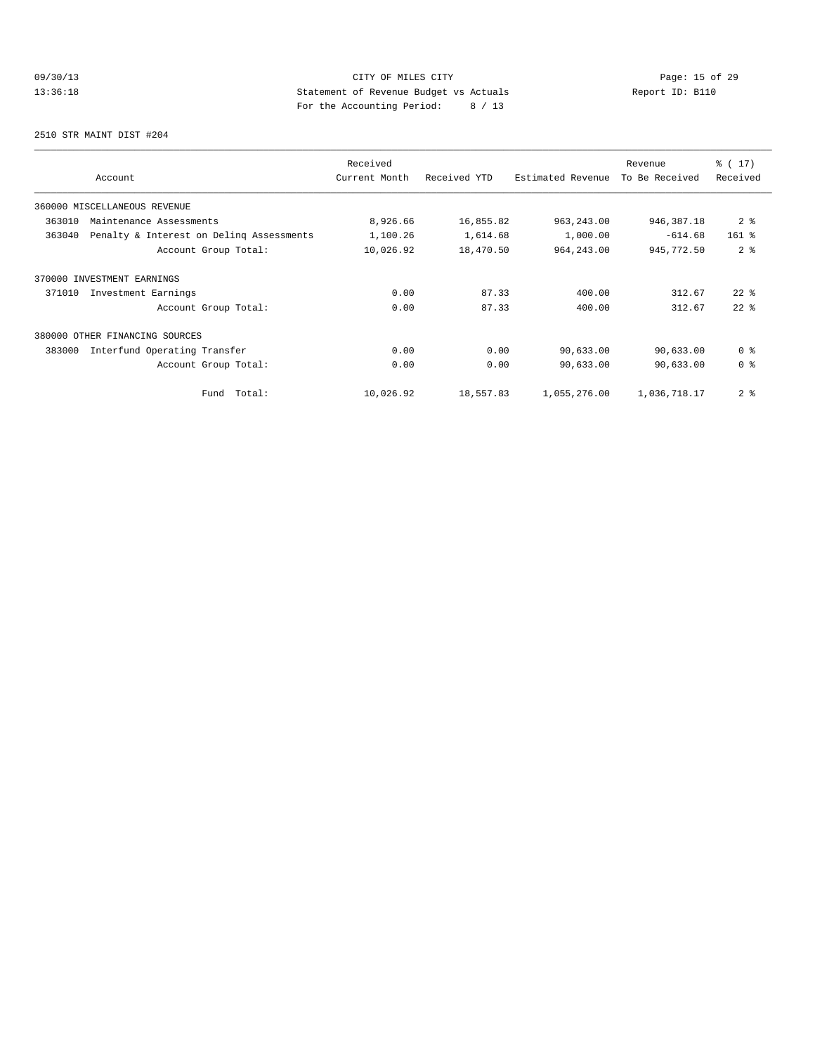CITY OF MILES CITY
Statement of Revenue Budget vs Actuals
For the Accounting Period: 8 / 13

09/30/13
13:36:18

Report ID: B110

2510 STR MAINT DIST #204

| Account | Received Current Month | Received YTD | Estimated Revenue | Revenue To Be Received | % ( 17) Received |
|---|---|---|---|---|---|
| 360000 MISCELLANEOUS REVENUE | | | | | |
| 363010 Maintenance Assessments | 8,926.66 | 16,855.82 | 963,243.00 | 946,387.18 | 2 % |
| 363040 Penalty & Interest on Delinq Assessments | 1,100.26 | 1,614.68 | 1,000.00 | -614.68 | 161 % |
| Account Group Total: | 10,026.92 | 18,470.50 | 964,243.00 | 945,772.50 | 2 % |
| 370000 INVESTMENT EARNINGS | | | | | |
| 371010 Investment Earnings | 0.00 | 87.33 | 400.00 | 312.67 | 22 % |
| Account Group Total: | 0.00 | 87.33 | 400.00 | 312.67 | 22 % |
| 380000 OTHER FINANCING SOURCES | | | | | |
| 383000 Interfund Operating Transfer | 0.00 | 0.00 | 90,633.00 | 90,633.00 | 0 % |
| Account Group Total: | 0.00 | 0.00 | 90,633.00 | 90,633.00 | 0 % |
| Fund Total: | 10,026.92 | 18,557.83 | 1,055,276.00 | 1,036,718.17 | 2 % |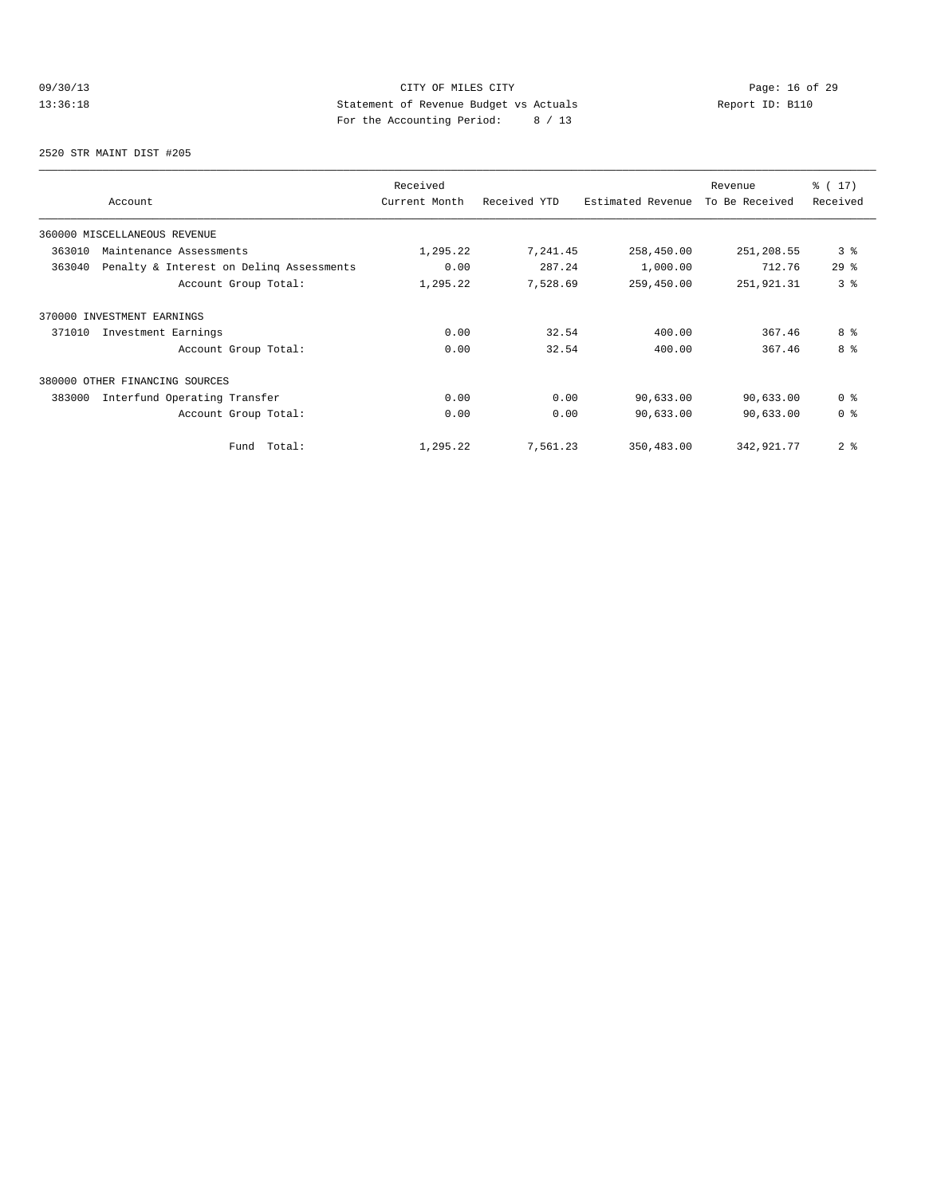CITY OF MILES CITY
Statement of Revenue Budget vs Actuals
For the Accounting Period: 8 / 13

09/30/13
13:36:18

Report ID: B110

2520 STR MAINT DIST #205

| Account | Received Current Month | Received YTD | Estimated Revenue | Revenue To Be Received | % ( 17) Received |
|---|---|---|---|---|---|
| 360000 MISCELLANEOUS REVENUE | | | | | |
| 363010 Maintenance Assessments | 1,295.22 | 7,241.45 | 258,450.00 | 251,208.55 | 3 % |
| 363040 Penalty & Interest on Delinq Assessments | 0.00 | 287.24 | 1,000.00 | 712.76 | 29 % |
| Account Group Total: | 1,295.22 | 7,528.69 | 259,450.00 | 251,921.31 | 3 % |
| 370000 INVESTMENT EARNINGS | | | | | |
| 371010 Investment Earnings | 0.00 | 32.54 | 400.00 | 367.46 | 8 % |
| Account Group Total: | 0.00 | 32.54 | 400.00 | 367.46 | 8 % |
| 380000 OTHER FINANCING SOURCES | | | | | |
| 383000 Interfund Operating Transfer | 0.00 | 0.00 | 90,633.00 | 90,633.00 | 0 % |
| Account Group Total: | 0.00 | 0.00 | 90,633.00 | 90,633.00 | 0 % |
| Fund Total: | 1,295.22 | 7,561.23 | 350,483.00 | 342,921.77 | 2 % |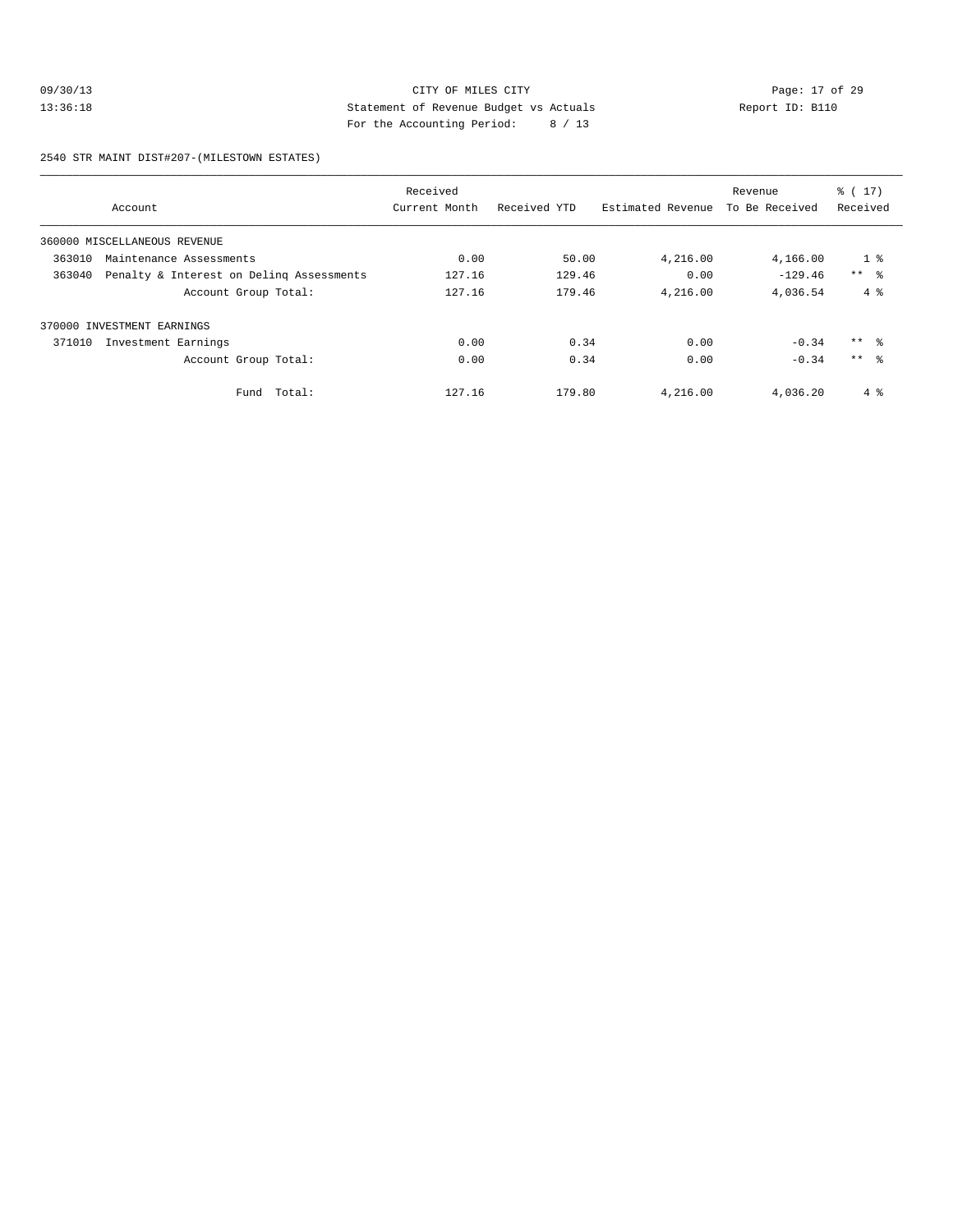CITY OF MILES CITY
Statement of Revenue Budget vs Actuals
For the Accounting Period: 8 / 13

09/30/13
13:36:18

Report ID: B110

2540 STR MAINT DIST#207-(MILESTOWN ESTATES)

| Account | Received Current Month | Received YTD | Estimated Revenue | Revenue To Be Received | % ( 17) Received |
|---|---|---|---|---|---|
| 360000 MISCELLANEOUS REVENUE | | | | | |
| 363010 Maintenance Assessments | 0.00 | 50.00 | 4,216.00 | 4,166.00 | 1 % |
| 363040 Penalty & Interest on Delinq Assessments | 127.16 | 129.46 | 0.00 | -129.46 | ** % |
| Account Group Total: | 127.16 | 179.46 | 4,216.00 | 4,036.54 | 4 % |
| 370000 INVESTMENT EARNINGS | | | | | |
| 371010 Investment Earnings | 0.00 | 0.34 | 0.00 | -0.34 | ** % |
| Account Group Total: | 0.00 | 0.34 | 0.00 | -0.34 | ** % |
| Fund Total: | 127.16 | 179.80 | 4,216.00 | 4,036.20 | 4 % |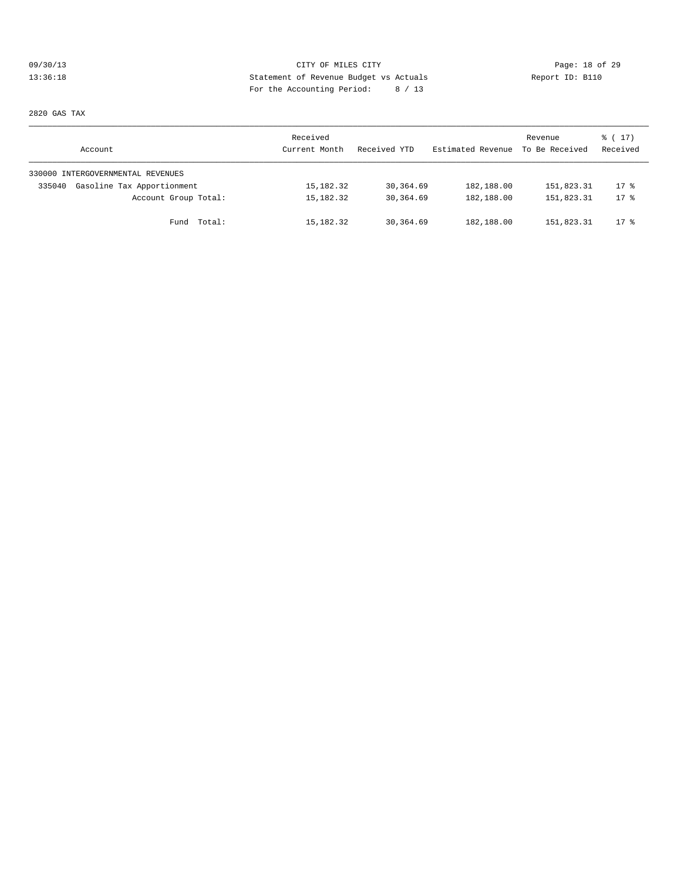CITY OF MILES CITY
Statement of Revenue Budget vs Actuals
For the Accounting Period: 8 / 13

09/30/13
13:36:18

Report ID: B110

2820 GAS TAX

| Account | Received Current Month | Received YTD | Estimated Revenue | Revenue To Be Received | % ( 17) Received |
|---|---|---|---|---|---|
| 330000 INTERGOVERNMENTAL REVENUES | | | | | |
| 335040 Gasoline Tax Apportionment | 15,182.32 | 30,364.69 | 182,188.00 | 151,823.31 | 17 % |
| Account Group Total: | 15,182.32 | 30,364.69 | 182,188.00 | 151,823.31 | 17 % |
| Fund Total: | 15,182.32 | 30,364.69 | 182,188.00 | 151,823.31 | 17 % |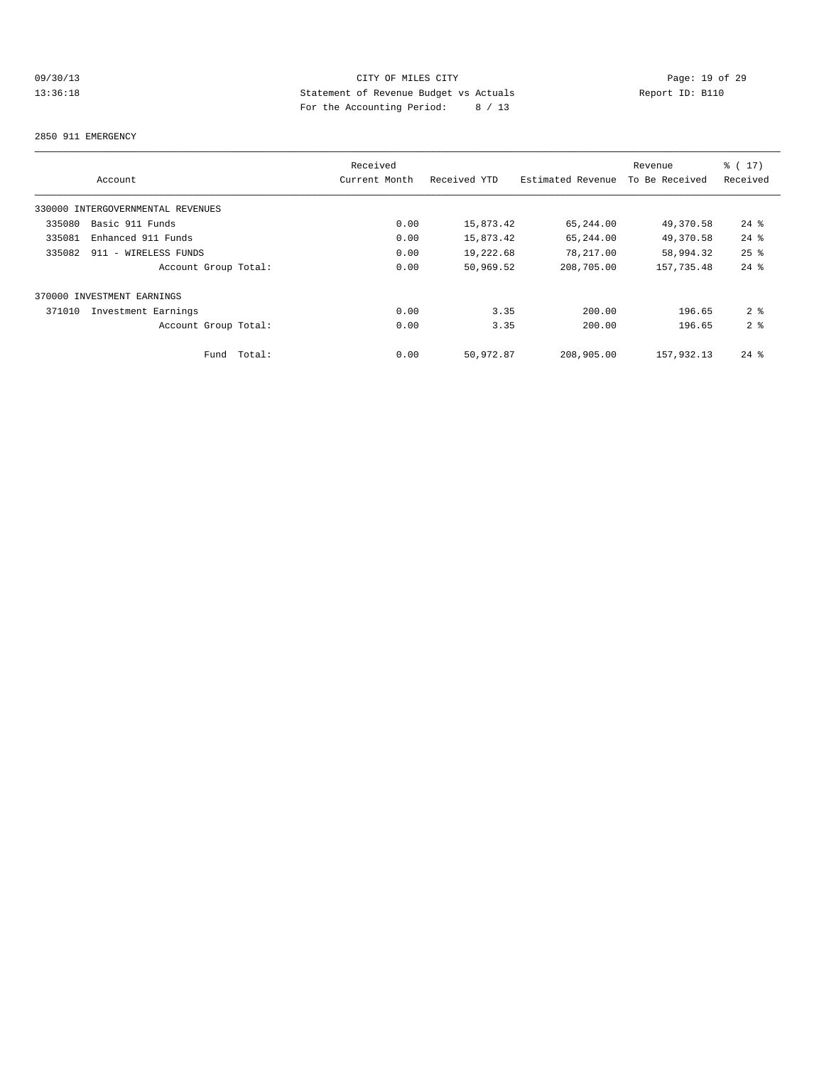CITY OF MILES CITY
Statement of Revenue Budget vs Actuals
For the Accounting Period: 8 / 13

09/30/13
13:36:18

Report ID: B110

2850 911 EMERGENCY

| Account | Received Current Month | Received YTD | Estimated Revenue | Revenue To Be Received | % ( 17) Received |
|---|---|---|---|---|---|
| 330000 INTERGOVERNMENTAL REVENUES | | | | | |
| 335080 Basic 911 Funds | 0.00 | 15,873.42 | 65,244.00 | 49,370.58 | 24 % |
| 335081 Enhanced 911 Funds | 0.00 | 15,873.42 | 65,244.00 | 49,370.58 | 24 % |
| 335082 911 - WIRELESS FUNDS | 0.00 | 19,222.68 | 78,217.00 | 58,994.32 | 25 % |
| Account Group Total: | 0.00 | 50,969.52 | 208,705.00 | 157,735.48 | 24 % |
| 370000 INVESTMENT EARNINGS | | | | | |
| 371010 Investment Earnings | 0.00 | 3.35 | 200.00 | 196.65 | 2 % |
| Account Group Total: | 0.00 | 3.35 | 200.00 | 196.65 | 2 % |
| Fund Total: | 0.00 | 50,972.87 | 208,905.00 | 157,932.13 | 24 % |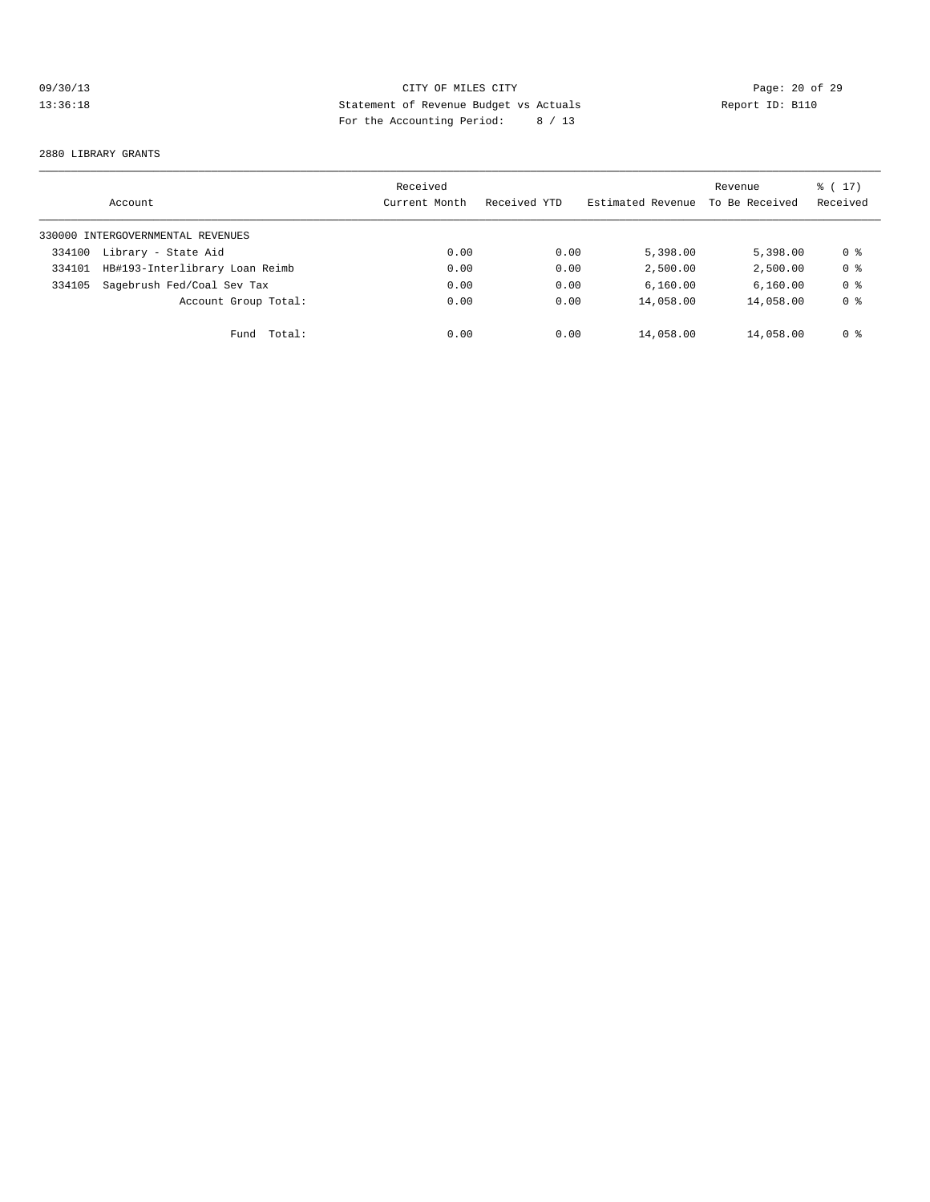CITY OF MILES CITY
Statement of Revenue Budget vs Actuals
For the Accounting Period: 8 / 13

09/30/13
13:36:18

Report ID: B110

2880 LIBRARY GRANTS

| Account | | Received Current Month | Received YTD | Estimated Revenue | Revenue To Be Received | % ( 17) Received |
|---|---|---|---|---|---|---|
| 330000 INTERGOVERNMENTAL REVENUES | | | | | | |
| 334100 | Library - State Aid | 0.00 | 0.00 | 5,398.00 | 5,398.00 | 0 % |
| 334101 | HB#193-Interlibrary Loan Reimb | 0.00 | 0.00 | 2,500.00 | 2,500.00 | 0 % |
| 334105 | Sagebrush Fed/Coal Sev Tax | 0.00 | 0.00 | 6,160.00 | 6,160.00 | 0 % |
| | Account Group Total: | 0.00 | 0.00 | 14,058.00 | 14,058.00 | 0 % |
| | Fund Total: | 0.00 | 0.00 | 14,058.00 | 14,058.00 | 0 % |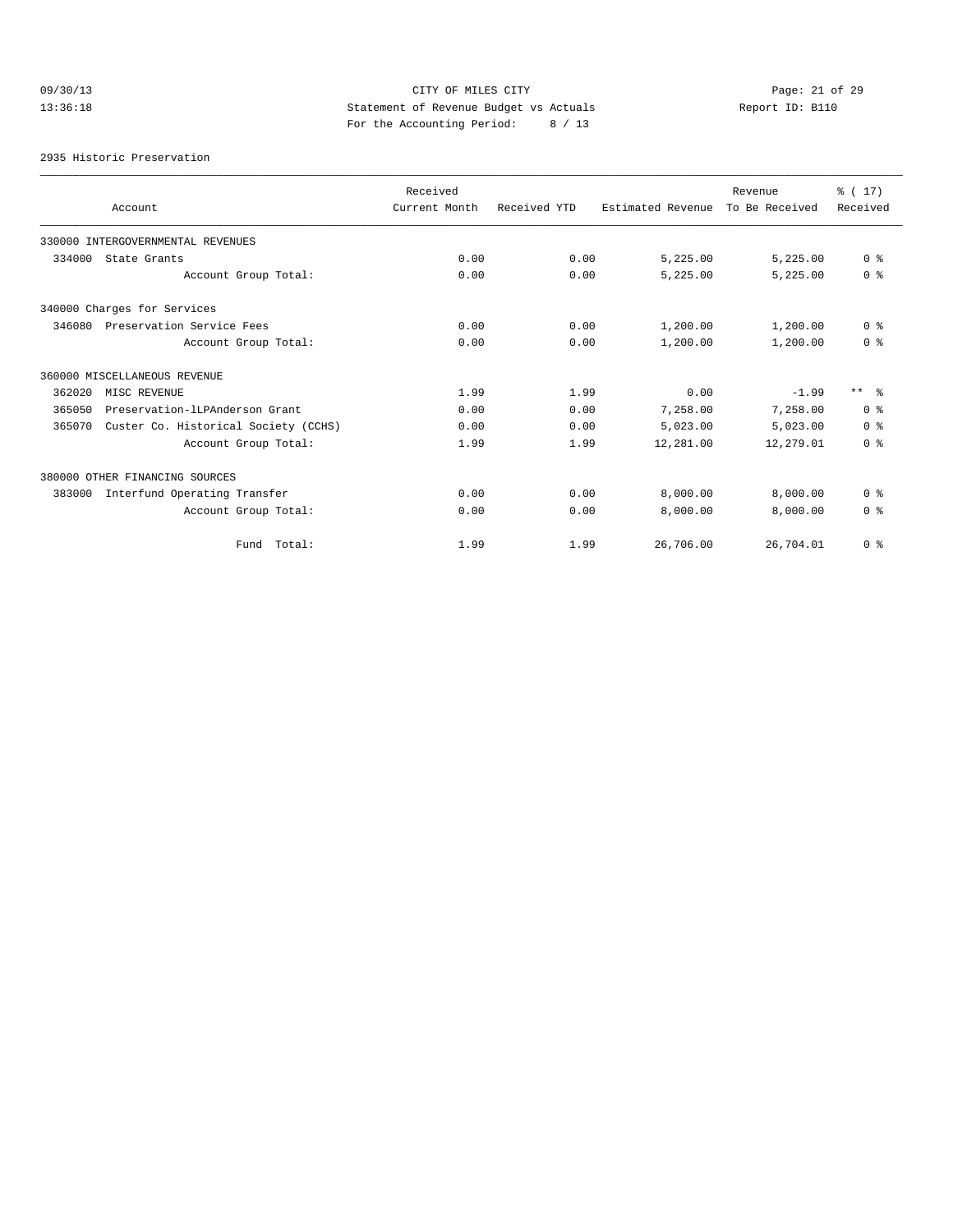CITY OF MILES CITY

Statement of Revenue Budget vs Actuals

For the Accounting Period: 8 / 13

09/30/13 13:36:18 Report ID: B110

2935 Historic Preservation

| Account | Received Current Month | Received YTD | Estimated Revenue | Revenue To Be Received | % ( 17) Received |
|---|---|---|---|---|---|
| 330000 INTERGOVERNMENTAL REVENUES | | | | | |
| 334000 State Grants | 0.00 | 0.00 | 5,225.00 | 5,225.00 | 0 % |
| Account Group Total: | 0.00 | 0.00 | 5,225.00 | 5,225.00 | 0 % |
| 340000 Charges for Services | | | | | |
| 346080 Preservation Service Fees | 0.00 | 0.00 | 1,200.00 | 1,200.00 | 0 % |
| Account Group Total: | 0.00 | 0.00 | 1,200.00 | 1,200.00 | 0 % |
| 360000 MISCELLANEOUS REVENUE | | | | | |
| 362020 MISC REVENUE | 1.99 | 1.99 | 0.00 | -1.99 | ** % |
| 365050 Preservation-lLPAnderson Grant | 0.00 | 0.00 | 7,258.00 | 7,258.00 | 0 % |
| 365070 Custer Co. Historical Society (CCHS) | 0.00 | 0.00 | 5,023.00 | 5,023.00 | 0 % |
| Account Group Total: | 1.99 | 1.99 | 12,281.00 | 12,279.01 | 0 % |
| 380000 OTHER FINANCING SOURCES | | | | | |
| 383000 Interfund Operating Transfer | 0.00 | 0.00 | 8,000.00 | 8,000.00 | 0 % |
| Account Group Total: | 0.00 | 0.00 | 8,000.00 | 8,000.00 | 0 % |
| Fund Total: | 1.99 | 1.99 | 26,706.00 | 26,704.01 | 0 % |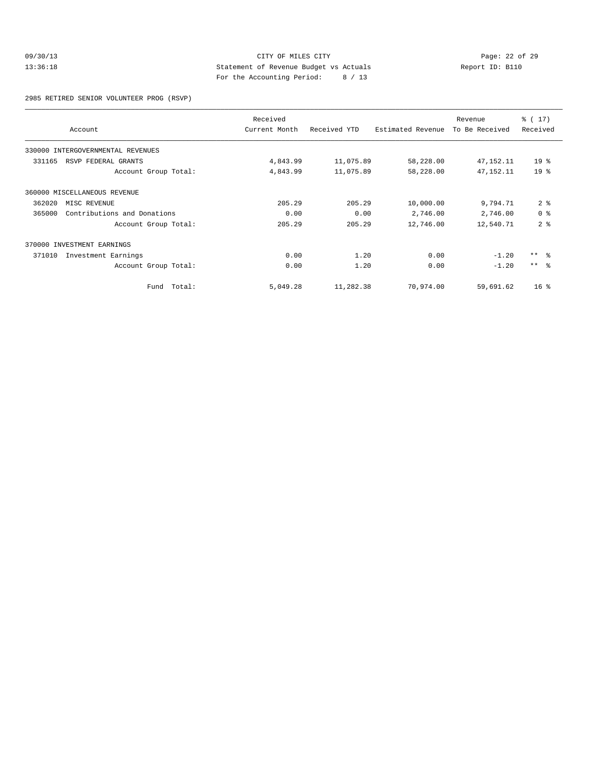09/30/13 CITY OF MILES CITY
13:36:18 Statement of Revenue Budget vs Actuals Report ID: B110
For the Accounting Period: 8 / 13

2985 RETIRED SENIOR VOLUNTEER PROG (RSVP)

| Account | Received Current Month | Received YTD | Estimated Revenue | Revenue To Be Received | % ( 17) Received |
|---|---|---|---|---|---|
| 330000 INTERGOVERNMENTAL REVENUES | | | | | |
| 331165 RSVP FEDERAL GRANTS | 4,843.99 | 11,075.89 | 58,228.00 | 47,152.11 | 19 % |
| Account Group Total: | 4,843.99 | 11,075.89 | 58,228.00 | 47,152.11 | 19 % |
| 360000 MISCELLANEOUS REVENUE | | | | | |
| 362020 MISC REVENUE | 205.29 | 205.29 | 10,000.00 | 9,794.71 | 2 % |
| 365000 Contributions and Donations | 0.00 | 0.00 | 2,746.00 | 2,746.00 | 0 % |
| Account Group Total: | 205.29 | 205.29 | 12,746.00 | 12,540.71 | 2 % |
| 370000 INVESTMENT EARNINGS | | | | | |
| 371010 Investment Earnings | 0.00 | 1.20 | 0.00 | -1.20 | ** % |
| Account Group Total: | 0.00 | 1.20 | 0.00 | -1.20 | ** % |
| Fund Total: | 5,049.28 | 11,282.38 | 70,974.00 | 59,691.62 | 16 % |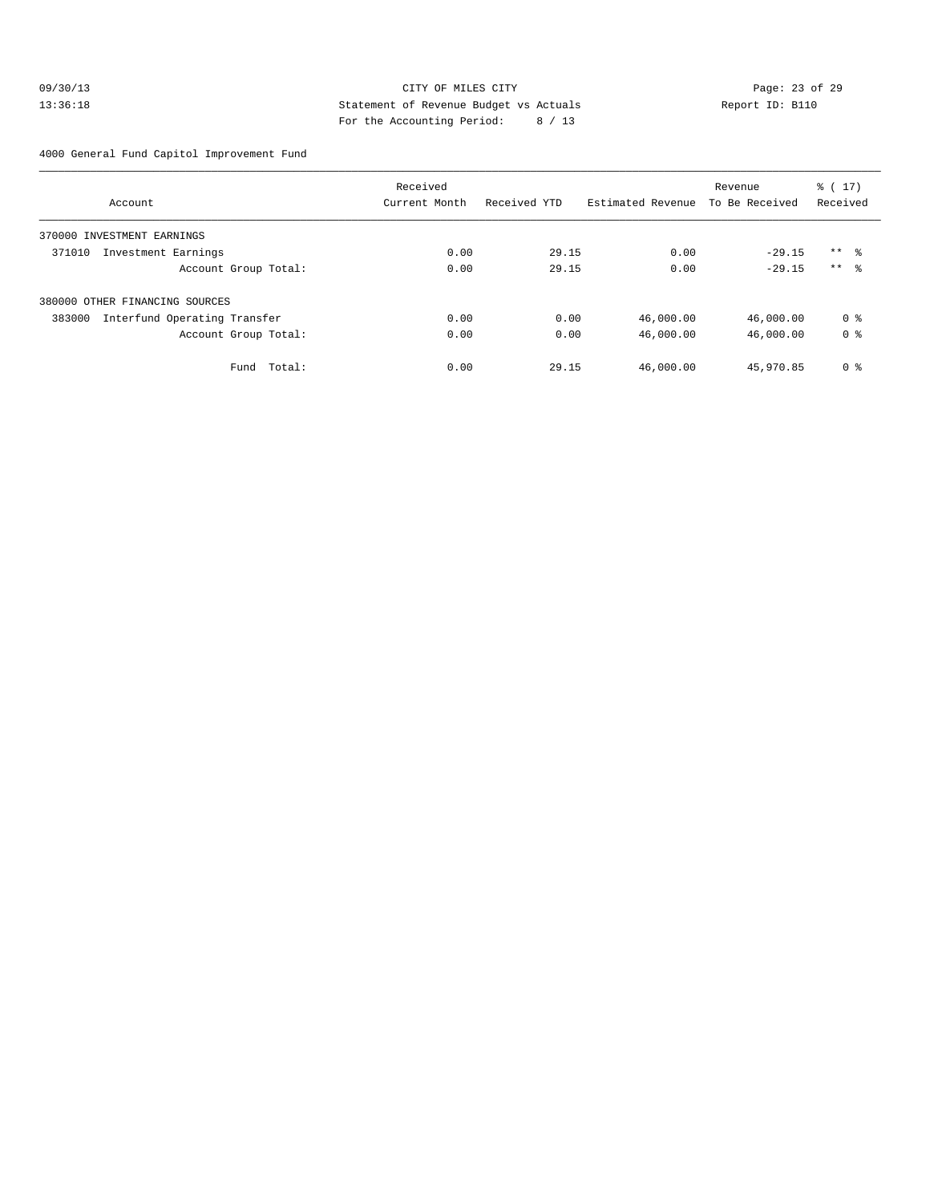CITY OF MILES CITY
Statement of Revenue Budget vs Actuals
For the Accounting Period: 8 / 13

09/30/13
13:36:18

Report ID: B110

4000 General Fund Capitol Improvement Fund

| Account | Received Current Month | Received YTD | Estimated Revenue | Revenue To Be Received | % ( 17) Received |
|---|---|---|---|---|---|
| 370000 INVESTMENT EARNINGS | | | | | |
| 371010 Investment Earnings | 0.00 | 29.15 | 0.00 | -29.15 | ** % |
| Account Group Total: | 0.00 | 29.15 | 0.00 | -29.15 | ** % |
| 380000 OTHER FINANCING SOURCES | | | | | |
| 383000 Interfund Operating Transfer | 0.00 | 0.00 | 46,000.00 | 46,000.00 | 0 % |
| Account Group Total: | 0.00 | 0.00 | 46,000.00 | 46,000.00 | 0 % |
| Fund Total: | 0.00 | 29.15 | 46,000.00 | 45,970.85 | 0 % |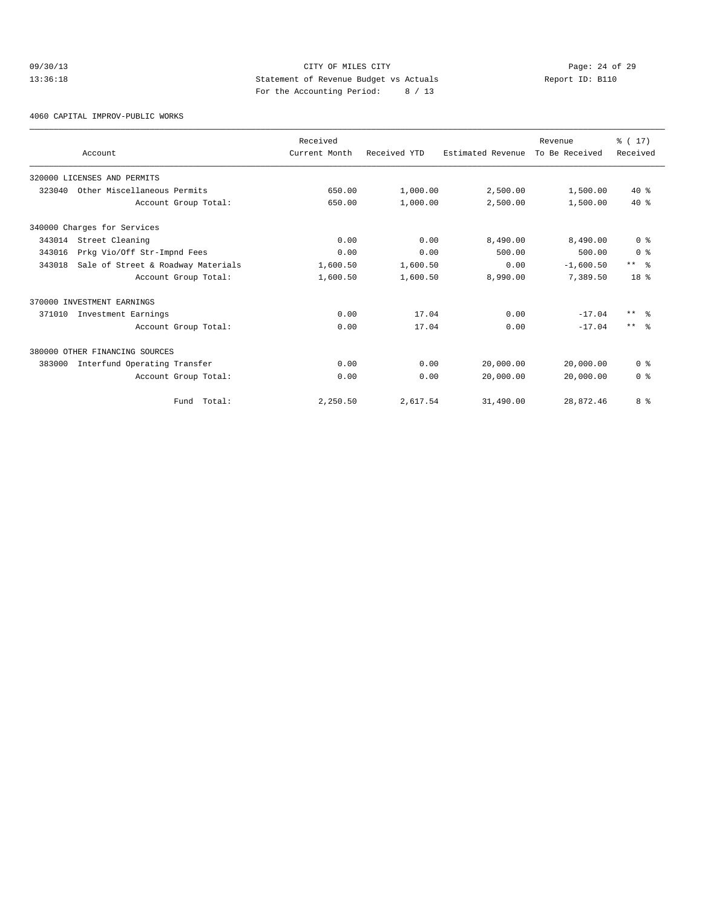09/30/13 CITY OF MILES CITY
13:36:18 Statement of Revenue Budget vs Actuals Report ID: B110
For the Accounting Period: 8 / 13

4060 CAPITAL IMPROV-PUBLIC WORKS

| Account | Received Current Month | Received YTD | Estimated Revenue | Revenue To Be Received | % ( 17) Received |
|---|---|---|---|---|---|
| 320000 LICENSES AND PERMITS | | | | | |
| 323040 Other Miscellaneous Permits | 650.00 | 1,000.00 | 2,500.00 | 1,500.00 | 40 % |
| Account Group Total: | 650.00 | 1,000.00 | 2,500.00 | 1,500.00 | 40 % |
| 340000 Charges for Services | | | | | |
| 343014 Street Cleaning | 0.00 | 0.00 | 8,490.00 | 8,490.00 | 0 % |
| 343016 Prkg Vio/Off Str-Impnd Fees | 0.00 | 0.00 | 500.00 | 500.00 | 0 % |
| 343018 Sale of Street & Roadway Materials | 1,600.50 | 1,600.50 | 0.00 | -1,600.50 | ** % |
| Account Group Total: | 1,600.50 | 1,600.50 | 8,990.00 | 7,389.50 | 18 % |
| 370000 INVESTMENT EARNINGS | | | | | |
| 371010 Investment Earnings | 0.00 | 17.04 | 0.00 | -17.04 | ** % |
| Account Group Total: | 0.00 | 17.04 | 0.00 | -17.04 | ** % |
| 380000 OTHER FINANCING SOURCES | | | | | |
| 383000 Interfund Operating Transfer | 0.00 | 0.00 | 20,000.00 | 20,000.00 | 0 % |
| Account Group Total: | 0.00 | 0.00 | 20,000.00 | 20,000.00 | 0 % |
| Fund Total: | 2,250.50 | 2,617.54 | 31,490.00 | 28,872.46 | 8 % |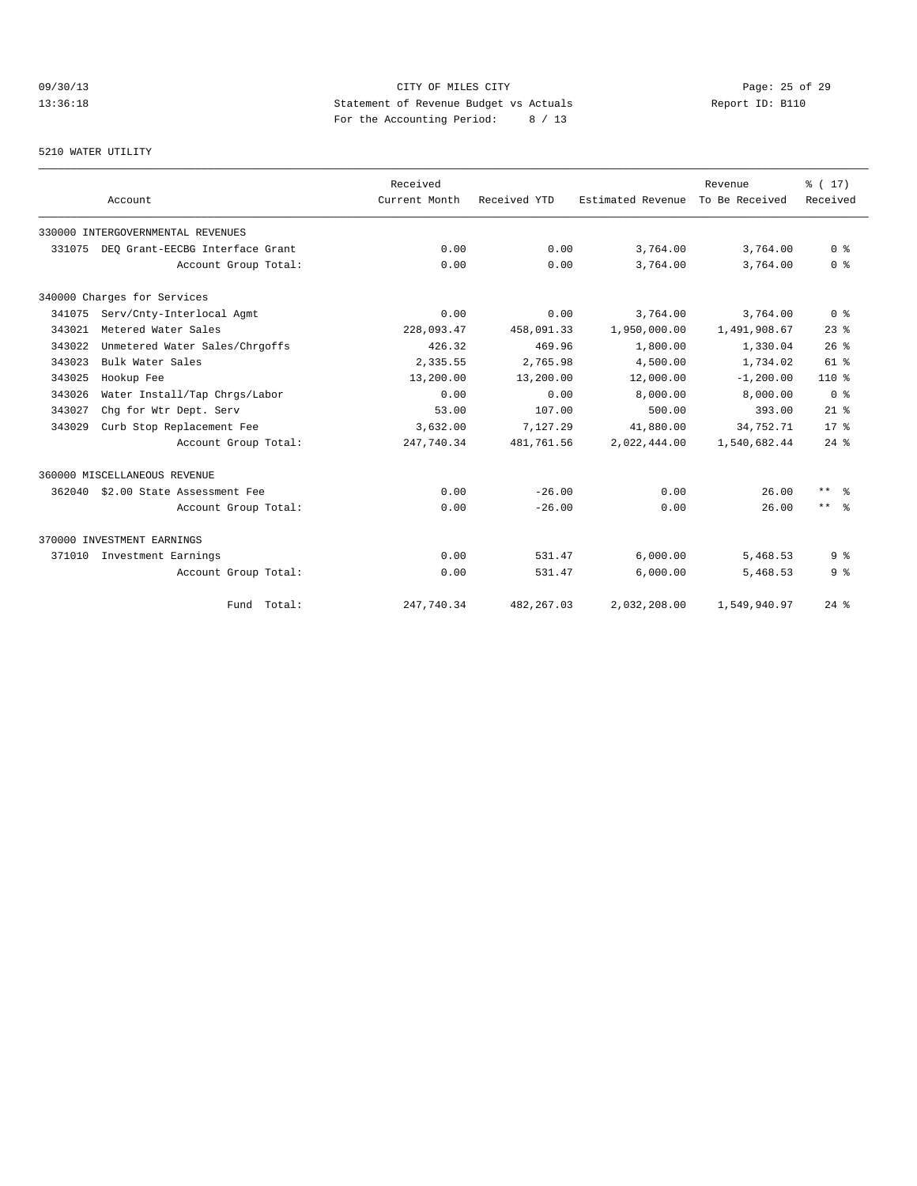CITY OF MILES CITY
Statement of Revenue Budget vs Actuals
For the Accounting Period: 8 / 13

09/30/13
13:36:18

Report ID: B110

5210 WATER UTILITY

| Account | | Received Current Month | Received YTD | Estimated Revenue | Revenue To Be Received | % ( 17) Received |
|---|---|---|---|---|---|---|
| 330000 INTERGOVERNMENTAL REVENUES | | | | | | |
| 331075 | DEQ Grant-EECBG Interface Grant | 0.00 | 0.00 | 3,764.00 | 3,764.00 | 0 % |
| | Account Group Total: | 0.00 | 0.00 | 3,764.00 | 3,764.00 | 0 % |
| 340000 Charges for Services | | | | | | |
| 341075 | Serv/Cnty-Interlocal Agmt | 0.00 | 0.00 | 3,764.00 | 3,764.00 | 0 % |
| 343021 | Metered Water Sales | 228,093.47 | 458,091.33 | 1,950,000.00 | 1,491,908.67 | 23 % |
| 343022 | Unmetered Water Sales/Chrgoffs | 426.32 | 469.96 | 1,800.00 | 1,330.04 | 26 % |
| 343023 | Bulk Water Sales | 2,335.55 | 2,765.98 | 4,500.00 | 1,734.02 | 61 % |
| 343025 | Hookup Fee | 13,200.00 | 13,200.00 | 12,000.00 | -1,200.00 | 110 % |
| 343026 | Water Install/Tap Chrgs/Labor | 0.00 | 0.00 | 8,000.00 | 8,000.00 | 0 % |
| 343027 | Chg for Wtr Dept. Serv | 53.00 | 107.00 | 500.00 | 393.00 | 21 % |
| 343029 | Curb Stop Replacement Fee | 3,632.00 | 7,127.29 | 41,880.00 | 34,752.71 | 17 % |
| | Account Group Total: | 247,740.34 | 481,761.56 | 2,022,444.00 | 1,540,682.44 | 24 % |
| 360000 MISCELLANEOUS REVENUE | | | | | | |
| 362040 | $2.00 State Assessment Fee | 0.00 | -26.00 | 0.00 | 26.00 | ** % |
| | Account Group Total: | 0.00 | -26.00 | 0.00 | 26.00 | ** % |
| 370000 INVESTMENT EARNINGS | | | | | | |
| 371010 | Investment Earnings | 0.00 | 531.47 | 6,000.00 | 5,468.53 | 9 % |
| | Account Group Total: | 0.00 | 531.47 | 6,000.00 | 5,468.53 | 9 % |
| | Fund Total: | 247,740.34 | 482,267.03 | 2,032,208.00 | 1,549,940.97 | 24 % |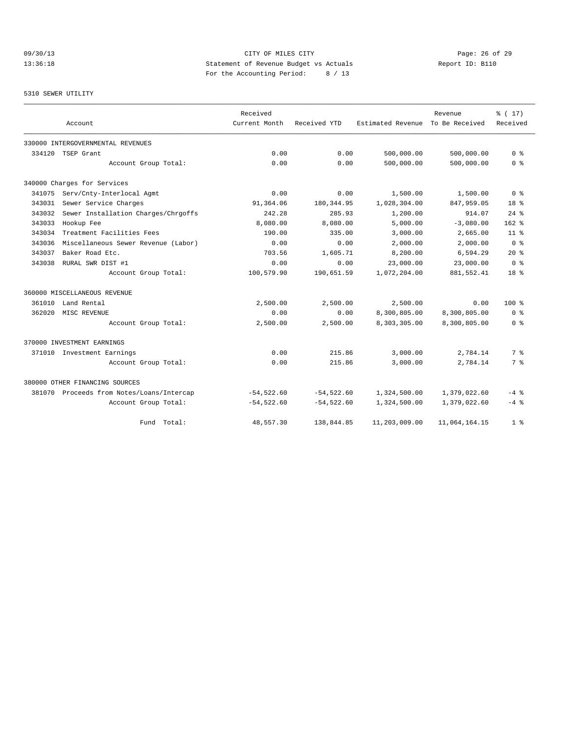09/30/13 CITY OF MILES CITY
13:36:18 Statement of Revenue Budget vs Actuals Report ID: B110
For the Accounting Period: 8 / 13

5310 SEWER UTILITY

| Account | Received Current Month | Received YTD | Estimated Revenue | Revenue To Be Received | % ( 17) Received |
|---|---|---|---|---|---|
| 330000 INTERGOVERNMENTAL REVENUES | | | | | |
| 334120 TSEP Grant | 0.00 | 0.00 | 500,000.00 | 500,000.00 | 0 % |
| Account Group Total: | 0.00 | 0.00 | 500,000.00 | 500,000.00 | 0 % |
| 340000 Charges for Services | | | | | |
| 341075 Serv/Cnty-Interlocal Agmt | 0.00 | 0.00 | 1,500.00 | 1,500.00 | 0 % |
| 343031 Sewer Service Charges | 91,364.06 | 180,344.95 | 1,028,304.00 | 847,959.05 | 18 % |
| 343032 Sewer Installation Charges/Chrgoffs | 242.28 | 285.93 | 1,200.00 | 914.07 | 24 % |
| 343033 Hookup Fee | 8,080.00 | 8,080.00 | 5,000.00 | -3,080.00 | 162 % |
| 343034 Treatment Facilities Fees | 190.00 | 335.00 | 3,000.00 | 2,665.00 | 11 % |
| 343036 Miscellaneous Sewer Revenue (Labor) | 0.00 | 0.00 | 2,000.00 | 2,000.00 | 0 % |
| 343037 Baker Road Etc. | 703.56 | 1,605.71 | 8,200.00 | 6,594.29 | 20 % |
| 343038 RURAL SWR DIST #1 | 0.00 | 0.00 | 23,000.00 | 23,000.00 | 0 % |
| Account Group Total: | 100,579.90 | 190,651.59 | 1,072,204.00 | 881,552.41 | 18 % |
| 360000 MISCELLANEOUS REVENUE | | | | | |
| 361010 Land Rental | 2,500.00 | 2,500.00 | 2,500.00 | 0.00 | 100 % |
| 362020 MISC REVENUE | 0.00 | 0.00 | 8,300,805.00 | 8,300,805.00 | 0 % |
| Account Group Total: | 2,500.00 | 2,500.00 | 8,303,305.00 | 8,300,805.00 | 0 % |
| 370000 INVESTMENT EARNINGS | | | | | |
| 371010 Investment Earnings | 0.00 | 215.86 | 3,000.00 | 2,784.14 | 7 % |
| Account Group Total: | 0.00 | 215.86 | 3,000.00 | 2,784.14 | 7 % |
| 380000 OTHER FINANCING SOURCES | | | | | |
| 381070 Proceeds from Notes/Loans/Intercap | -54,522.60 | -54,522.60 | 1,324,500.00 | 1,379,022.60 | -4 % |
| Account Group Total: | -54,522.60 | -54,522.60 | 1,324,500.00 | 1,379,022.60 | -4 % |
| Fund Total: | 48,557.30 | 138,844.85 | 11,203,009.00 | 11,064,164.15 | 1 % |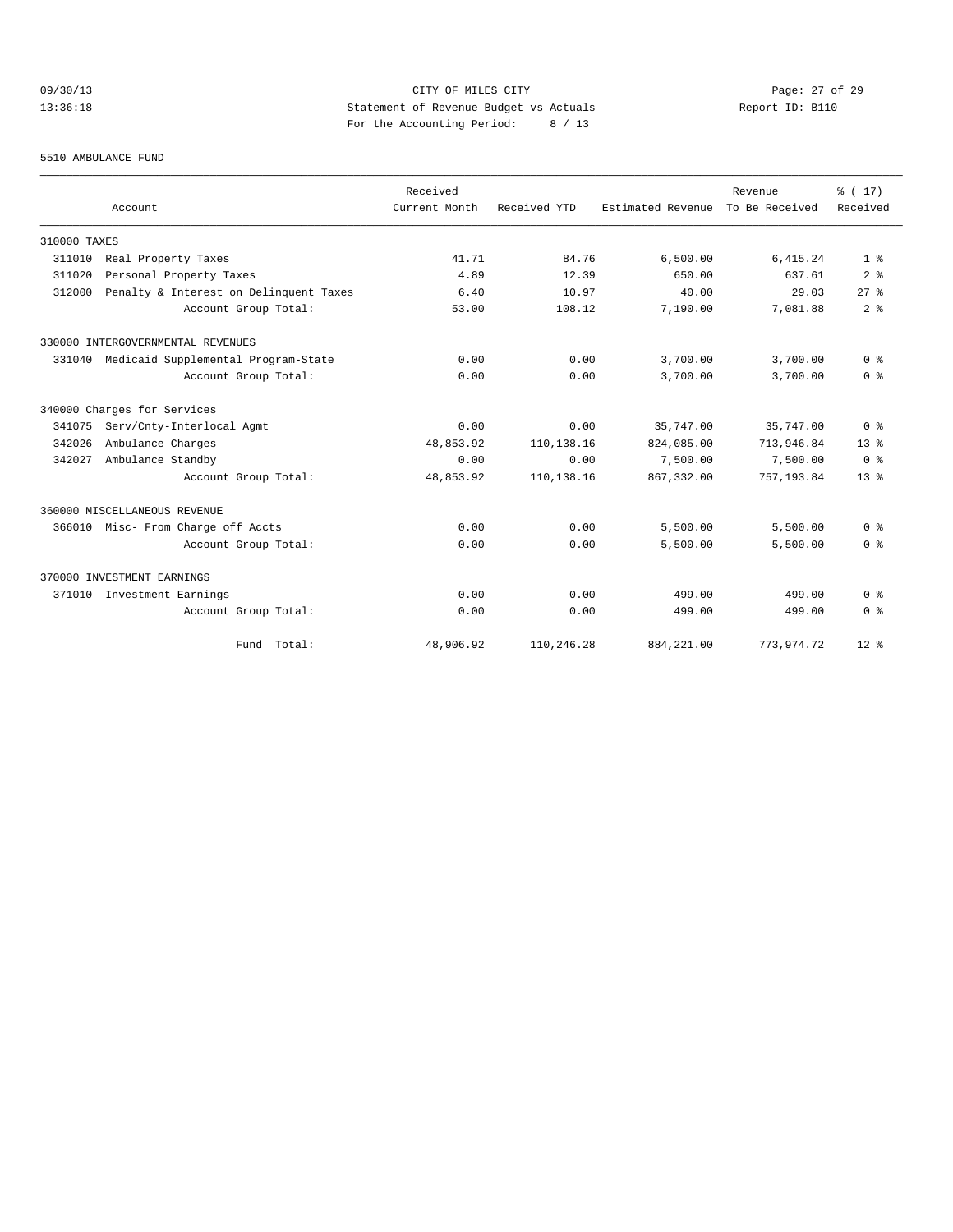CITY OF MILES CITY
Statement of Revenue Budget vs Actuals
For the Accounting Period: 8 / 13

09/30/13
13:36:18

Report ID: B110

5510 AMBULANCE FUND

| Account | Received Current Month | Received YTD | Estimated Revenue | Revenue To Be Received | % ( 17) Received |
|---|---|---|---|---|---|
| 310000 TAXES | | | | | |
| 311010 Real Property Taxes | 41.71 | 84.76 | 6,500.00 | 6,415.24 | 1 % |
| 311020 Personal Property Taxes | 4.89 | 12.39 | 650.00 | 637.61 | 2 % |
| 312000 Penalty & Interest on Delinquent Taxes | 6.40 | 10.97 | 40.00 | 29.03 | 27 % |
| Account Group Total: | 53.00 | 108.12 | 7,190.00 | 7,081.88 | 2 % |
| 330000 INTERGOVERNMENTAL REVENUES | | | | | |
| 331040 Medicaid Supplemental Program-State | 0.00 | 0.00 | 3,700.00 | 3,700.00 | 0 % |
| Account Group Total: | 0.00 | 0.00 | 3,700.00 | 3,700.00 | 0 % |
| 340000 Charges for Services | | | | | |
| 341075 Serv/Cnty-Interlocal Agmt | 0.00 | 0.00 | 35,747.00 | 35,747.00 | 0 % |
| 342026 Ambulance Charges | 48,853.92 | 110,138.16 | 824,085.00 | 713,946.84 | 13 % |
| 342027 Ambulance Standby | 0.00 | 0.00 | 7,500.00 | 7,500.00 | 0 % |
| Account Group Total: | 48,853.92 | 110,138.16 | 867,332.00 | 757,193.84 | 13 % |
| 360000 MISCELLANEOUS REVENUE | | | | | |
| 366010 Misc- From Charge off Accts | 0.00 | 0.00 | 5,500.00 | 5,500.00 | 0 % |
| Account Group Total: | 0.00 | 0.00 | 5,500.00 | 5,500.00 | 0 % |
| 370000 INVESTMENT EARNINGS | | | | | |
| 371010 Investment Earnings | 0.00 | 0.00 | 499.00 | 499.00 | 0 % |
| Account Group Total: | 0.00 | 0.00 | 499.00 | 499.00 | 0 % |
| Fund Total: | 48,906.92 | 110,246.28 | 884,221.00 | 773,974.72 | 12 % |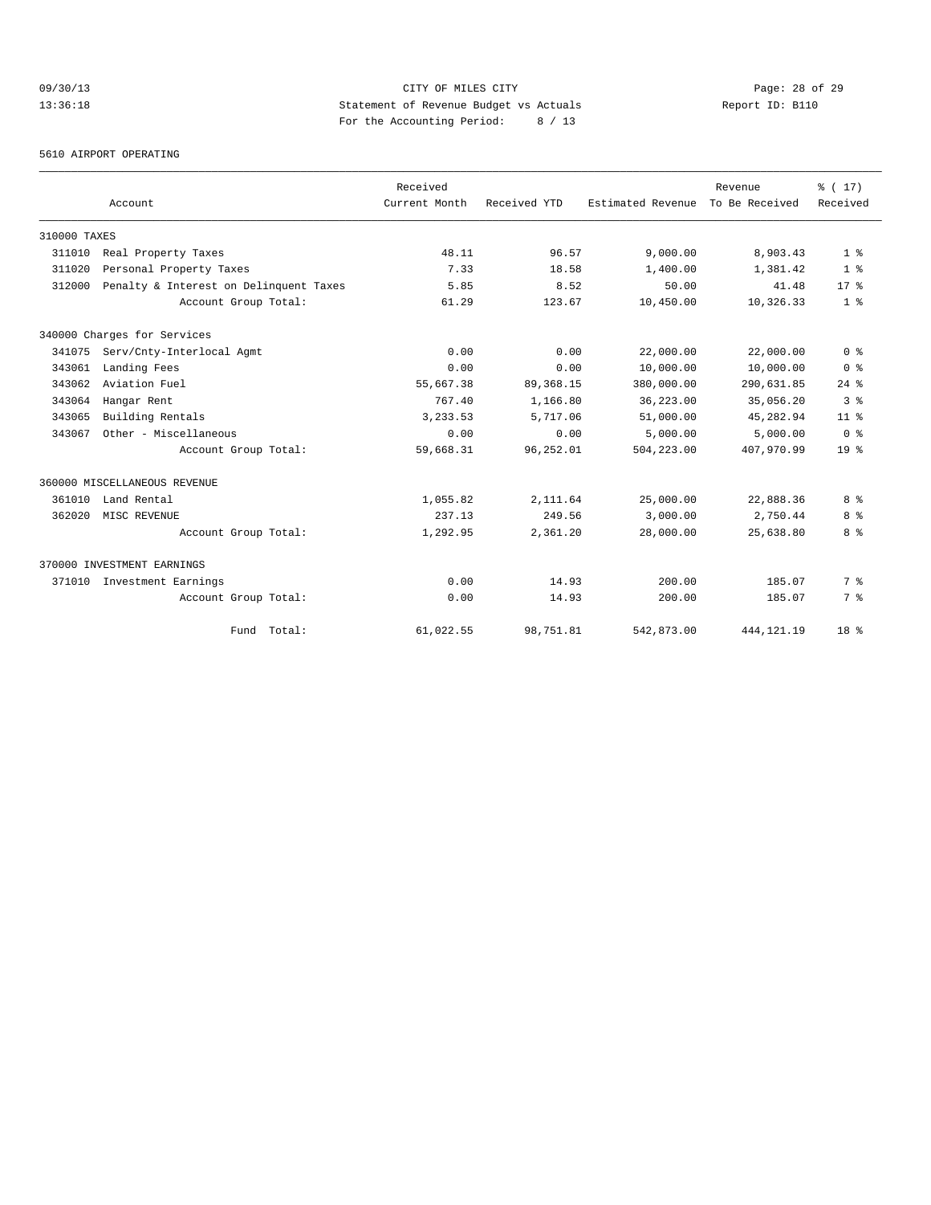CITY OF MILES CITY
Statement of Revenue Budget vs Actuals
For the Accounting Period: 8 / 13

09/30/13
13:36:18

Report ID: B110

5610 AIRPORT OPERATING

| Account | Received Current Month | Received YTD | Estimated Revenue | Revenue To Be Received | % ( 17) Received |
|---|---|---|---|---|---|
| 310000 TAXES | | | | | |
| 311010 Real Property Taxes | 48.11 | 96.57 | 9,000.00 | 8,903.43 | 1 % |
| 311020 Personal Property Taxes | 7.33 | 18.58 | 1,400.00 | 1,381.42 | 1 % |
| 312000 Penalty & Interest on Delinquent Taxes | 5.85 | 8.52 | 50.00 | 41.48 | 17 % |
| Account Group Total: | 61.29 | 123.67 | 10,450.00 | 10,326.33 | 1 % |
| 340000 Charges for Services | | | | | |
| 341075 Serv/Cnty-Interlocal Agmt | 0.00 | 0.00 | 22,000.00 | 22,000.00 | 0 % |
| 343061 Landing Fees | 0.00 | 0.00 | 10,000.00 | 10,000.00 | 0 % |
| 343062 Aviation Fuel | 55,667.38 | 89,368.15 | 380,000.00 | 290,631.85 | 24 % |
| 343064 Hangar Rent | 767.40 | 1,166.80 | 36,223.00 | 35,056.20 | 3 % |
| 343065 Building Rentals | 3,233.53 | 5,717.06 | 51,000.00 | 45,282.94 | 11 % |
| 343067 Other - Miscellaneous | 0.00 | 0.00 | 5,000.00 | 5,000.00 | 0 % |
| Account Group Total: | 59,668.31 | 96,252.01 | 504,223.00 | 407,970.99 | 19 % |
| 360000 MISCELLANEOUS REVENUE | | | | | |
| 361010 Land Rental | 1,055.82 | 2,111.64 | 25,000.00 | 22,888.36 | 8 % |
| 362020 MISC REVENUE | 237.13 | 249.56 | 3,000.00 | 2,750.44 | 8 % |
| Account Group Total: | 1,292.95 | 2,361.20 | 28,000.00 | 25,638.80 | 8 % |
| 370000 INVESTMENT EARNINGS | | | | | |
| 371010 Investment Earnings | 0.00 | 14.93 | 200.00 | 185.07 | 7 % |
| Account Group Total: | 0.00 | 14.93 | 200.00 | 185.07 | 7 % |
| Fund Total: | 61,022.55 | 98,751.81 | 542,873.00 | 444,121.19 | 18 % |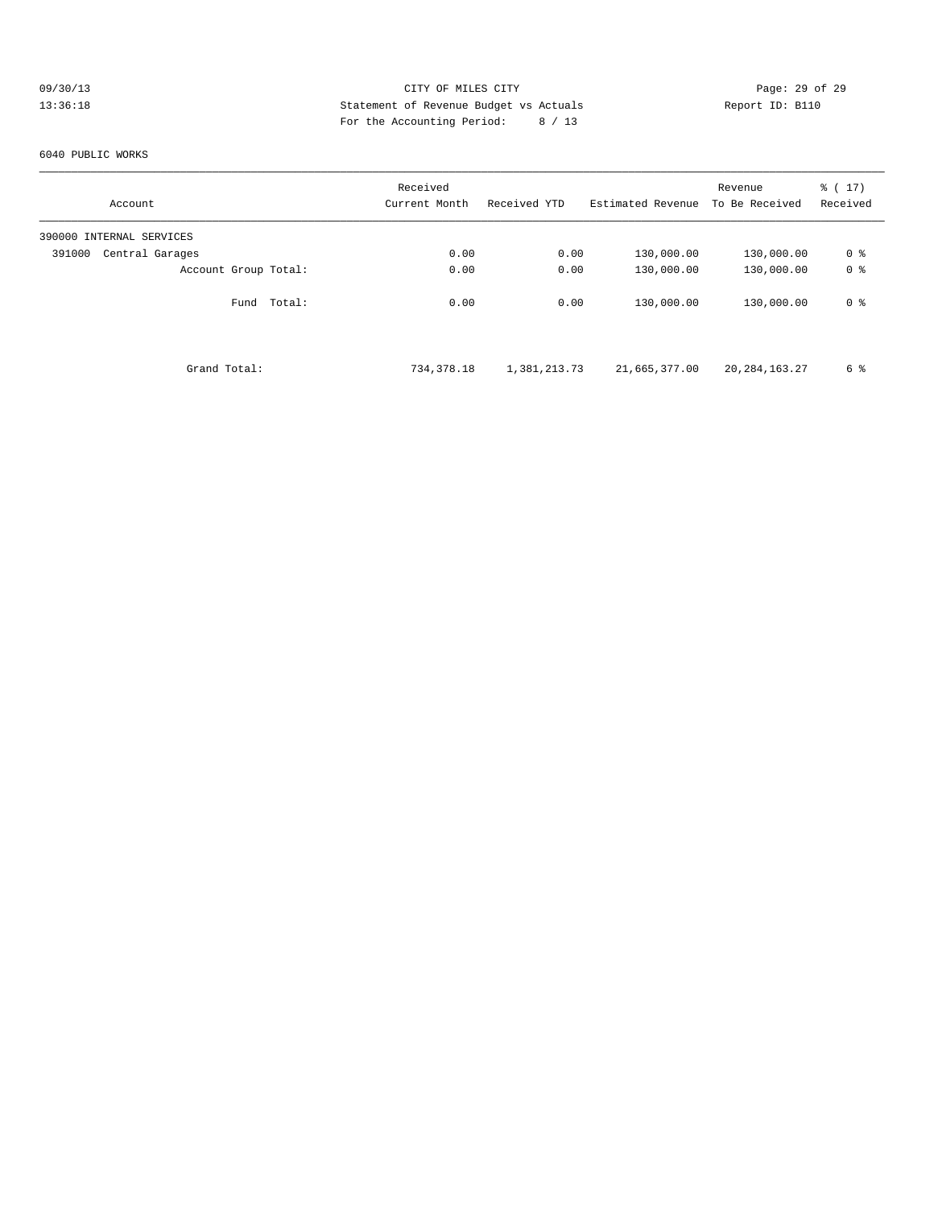CITY OF MILES CITY
Statement of Revenue Budget vs Actuals
For the Accounting Period: 8 / 13

09/30/13
13:36:18

Report ID: B110

6040 PUBLIC WORKS

| Account | Received Current Month | Received YTD | Estimated Revenue | Revenue To Be Received | % ( 17) Received |
|---|---|---|---|---|---|
| 390000 INTERNAL SERVICES | | | | | |
| 391000 Central Garages | 0.00 | 0.00 | 130,000.00 | 130,000.00 | 0 % |
| Account Group Total: | 0.00 | 0.00 | 130,000.00 | 130,000.00 | 0 % |
| Fund Total: | 0.00 | 0.00 | 130,000.00 | 130,000.00 | 0 % |
| Grand Total: | 734,378.18 | 1,381,213.73 | 21,665,377.00 | 20,284,163.27 | 6 % |